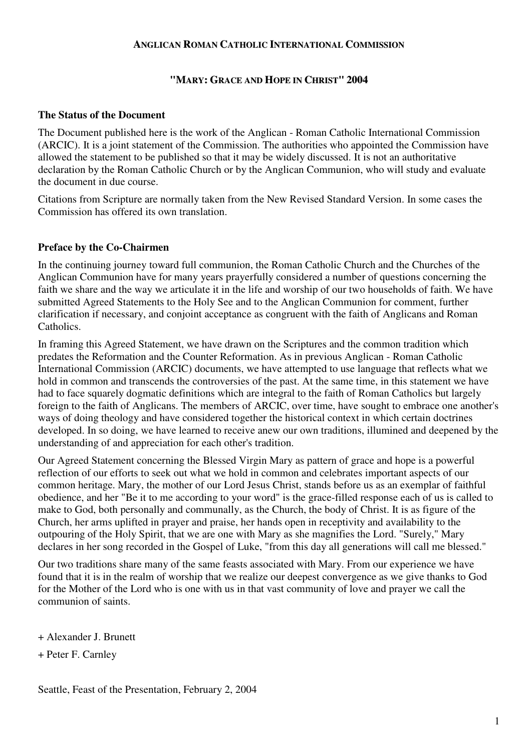# ANGLICAN ROMAN CATHOLIC INTERNATIONAL COMMISSION

## "MARY: GRACE AND HOPE IN CHRIST" 2004

### The Status of the Document

The Document published here is the work of the Anglican - Roman Catholic International Commission (ARCIC). It is a joint statement of the Commission. The authorities who appointed the Commission have allowed the statement to be published so that it may be widely discussed. It is not an authoritative declaration by the Roman Catholic Church or by the Anglican Communion, who will study and evaluate the document in due course.

Citations from Scripture are normally taken from the New Revised Standard Version. In some cases the Commission has offered its own translation.

### Preface by the Co-Chairmen

In the continuing journey toward full communion, the Roman Catholic Church and the Churches of the Anglican Communion have for many years prayerfully considered a number of questions concerning the faith we share and the way we articulate it in the life and worship of our two households of faith. We have submitted Agreed Statements to the Holy See and to the Anglican Communion for comment, further clarification if necessary, and conjoint acceptance as congruent with the faith of Anglicans and Roman Catholics.

In framing this Agreed Statement, we have drawn on the Scriptures and the common tradition which predates the Reformation and the Counter Reformation. As in previous Anglican - Roman Catholic International Commission (ARCIC) documents, we have attempted to use language that reflects what we hold in common and transcends the controversies of the past. At the same time, in this statement we have had to face squarely dogmatic definitions which are integral to the faith of Roman Catholics but largely foreign to the faith of Anglicans. The members of ARCIC, over time, have sought to embrace one another's ways of doing theology and have considered together the historical context in which certain doctrines developed. In so doing, we have learned to receive anew our own traditions, illumined and deepened by the understanding of and appreciation for each other's tradition.

Our Agreed Statement concerning the Blessed Virgin Mary as pattern of grace and hope is a powerful reflection of our efforts to seek out what we hold in common and celebrates important aspects of our common heritage. Mary, the mother of our Lord Jesus Christ, stands before us as an exemplar of faithful obedience, and her "Be it to me according to your word" is the grace-filled response each of us is called to make to God, both personally and communally, as the Church, the body of Christ. It is as figure of the Church, her arms uplifted in prayer and praise, her hands open in receptivity and availability to the outpouring of the Holy Spirit, that we are one with Mary as she magnifies the Lord. "Surely," Mary declares in her song recorded in the Gospel of Luke, "from this day all generations will call me blessed."

Our two traditions share many of the same feasts associated with Mary. From our experience we have found that it is in the realm of worship that we realize our deepest convergence as we give thanks to God for the Mother of the Lord who is one with us in that vast community of love and prayer we call the communion of saints.

+ Alexander J. Brunett

+ Peter F. Carnley

Seattle, Feast of the Presentation, February 2, 2004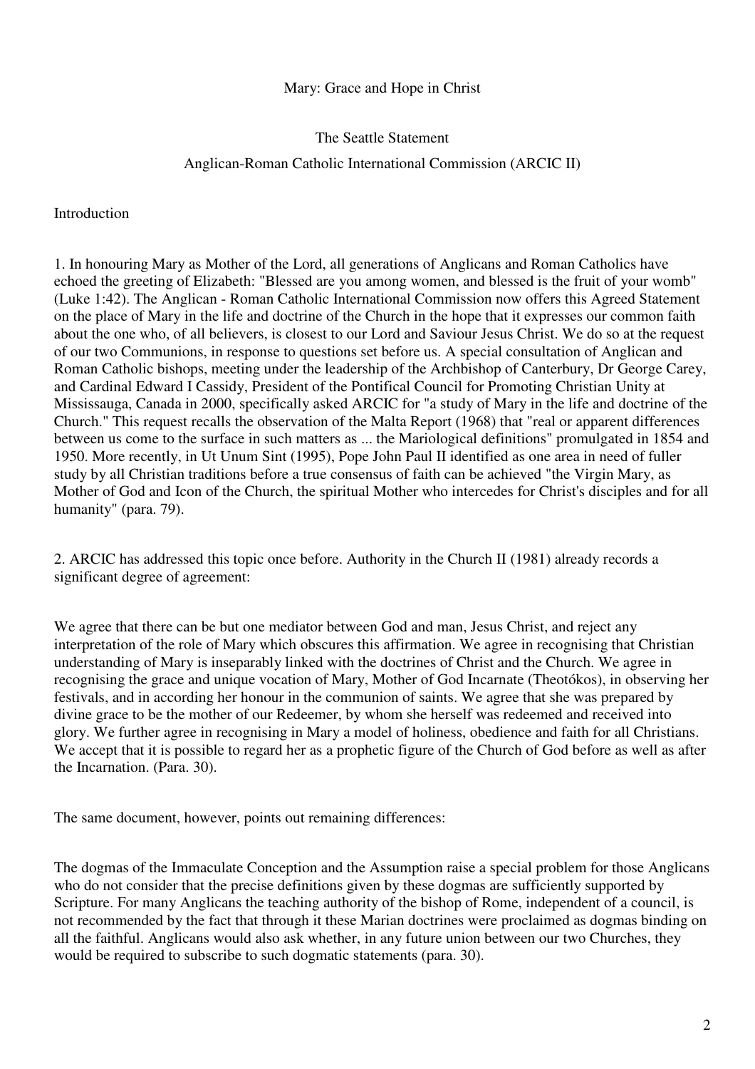# Mary: Grace and Hope in Christ

## The Seattle Statement

### Anglican-Roman Catholic International Commission (ARCIC II)

## Introduction

1. In honouring Mary as Mother of the Lord, all generations of Anglicans and Roman Catholics have echoed the greeting of Elizabeth: "Blessed are you among women, and blessed is the fruit of your womb" (Luke 1:42). The Anglican - Roman Catholic International Commission now offers this Agreed Statement on the place of Mary in the life and doctrine of the Church in the hope that it expresses our common faith about the one who, of all believers, is closest to our Lord and Saviour Jesus Christ. We do so at the request of our two Communions, in response to questions set before us. A special consultation of Anglican and Roman Catholic bishops, meeting under the leadership of the Archbishop of Canterbury, Dr George Carey, and Cardinal Edward I Cassidy, President of the Pontifical Council for Promoting Christian Unity at Mississauga, Canada in 2000, specifically asked ARCIC for "a study of Mary in the life and doctrine of the Church." This request recalls the observation of the Malta Report (1968) that "real or apparent differences between us come to the surface in such matters as ... the Mariological definitions" promulgated in 1854 and 1950. More recently, in Ut Unum Sint (1995), Pope John Paul II identified as one area in need of fuller study by all Christian traditions before a true consensus of faith can be achieved "the Virgin Mary, as Mother of God and Icon of the Church, the spiritual Mother who intercedes for Christ's disciples and for all humanity" (para. 79).

2. ARCIC has addressed this topic once before. Authority in the Church II (1981) already records a significant degree of agreement:

We agree that there can be but one mediator between God and man, Jesus Christ, and reject any interpretation of the role of Mary which obscures this affirmation. We agree in recognising that Christian understanding of Mary is inseparably linked with the doctrines of Christ and the Church. We agree in recognising the grace and unique vocation of Mary, Mother of God Incarnate (Theotókos), in observing her festivals, and in according her honour in the communion of saints. We agree that she was prepared by divine grace to be the mother of our Redeemer, by whom she herself was redeemed and received into glory. We further agree in recognising in Mary a model of holiness, obedience and faith for all Christians. We accept that it is possible to regard her as a prophetic figure of the Church of God before as well as after the Incarnation. (Para. 30).

The same document, however, points out remaining differences:

The dogmas of the Immaculate Conception and the Assumption raise a special problem for those Anglicans who do not consider that the precise definitions given by these dogmas are sufficiently supported by Scripture. For many Anglicans the teaching authority of the bishop of Rome, independent of a council, is not recommended by the fact that through it these Marian doctrines were proclaimed as dogmas binding on all the faithful. Anglicans would also ask whether, in any future union between our two Churches, they would be required to subscribe to such dogmatic statements (para. 30).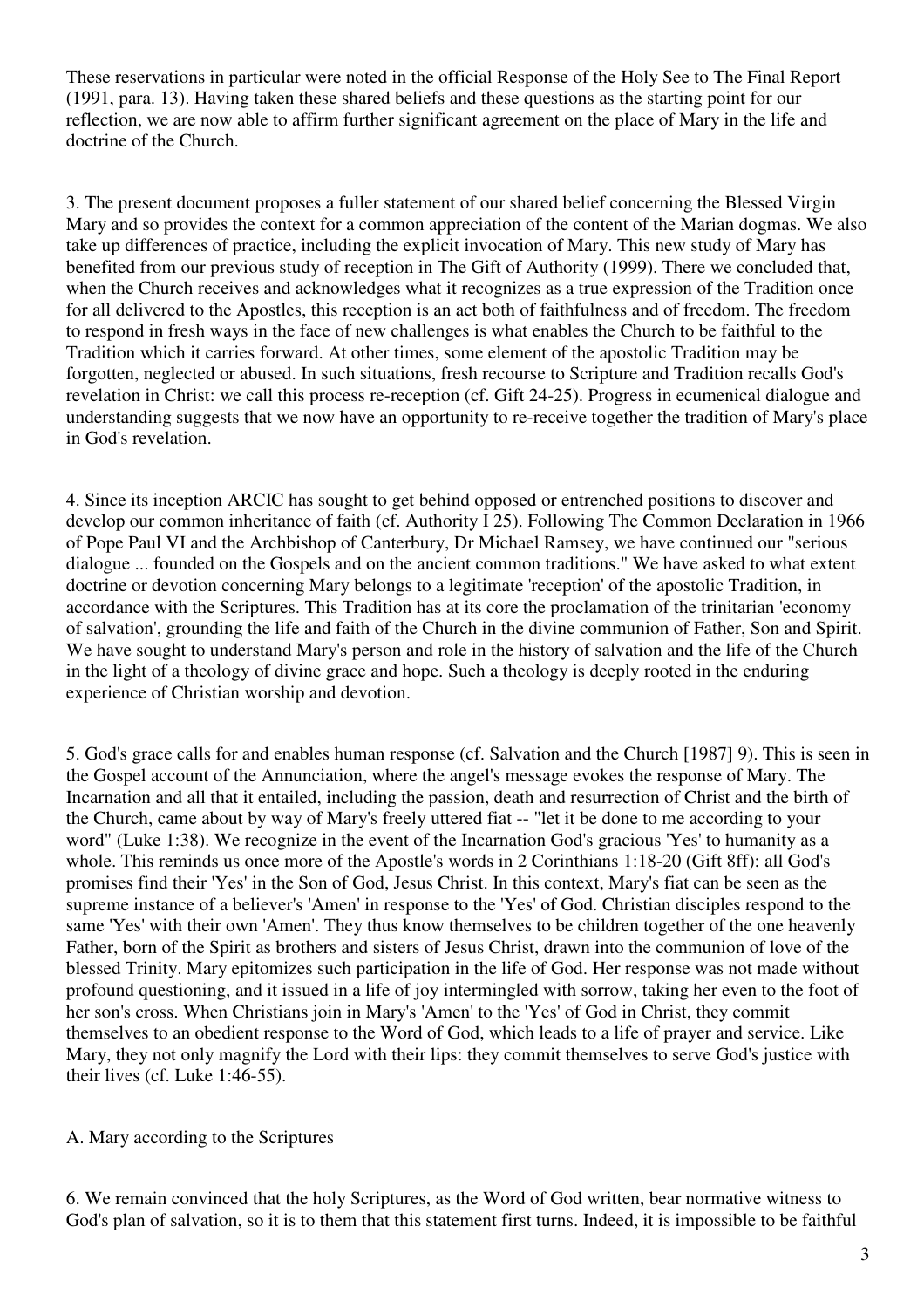These reservations in particular were noted in the official Response of the Holy See to The Final Report (1991, para. 13). Having taken these shared beliefs and these questions as the starting point for our reflection, we are now able to affirm further significant agreement on the place of Mary in the life and doctrine of the Church.

3. The present document proposes a fuller statement of our shared belief concerning the Blessed Virgin Mary and so provides the context for a common appreciation of the content of the Marian dogmas. We also take up differences of practice, including the explicit invocation of Mary. This new study of Mary has benefited from our previous study of reception in The Gift of Authority (1999). There we concluded that, when the Church receives and acknowledges what it recognizes as a true expression of the Tradition once for all delivered to the Apostles, this reception is an act both of faithfulness and of freedom. The freedom to respond in fresh ways in the face of new challenges is what enables the Church to be faithful to the Tradition which it carries forward. At other times, some element of the apostolic Tradition may be forgotten, neglected or abused. In such situations, fresh recourse to Scripture and Tradition recalls God's revelation in Christ: we call this process re-reception (cf. Gift 24-25). Progress in ecumenical dialogue and understanding suggests that we now have an opportunity to re-receive together the tradition of Mary's place in God's revelation.

4. Since its inception ARCIC has sought to get behind opposed or entrenched positions to discover and develop our common inheritance of faith (cf. Authority I 25). Following The Common Declaration in 1966 of Pope Paul VI and the Archbishop of Canterbury, Dr Michael Ramsey, we have continued our "serious dialogue ... founded on the Gospels and on the ancient common traditions." We have asked to what extent doctrine or devotion concerning Mary belongs to a legitimate 'reception' of the apostolic Tradition, in accordance with the Scriptures. This Tradition has at its core the proclamation of the trinitarian 'economy of salvation', grounding the life and faith of the Church in the divine communion of Father, Son and Spirit. We have sought to understand Mary's person and role in the history of salvation and the life of the Church in the light of a theology of divine grace and hope. Such a theology is deeply rooted in the enduring experience of Christian worship and devotion.

5. God's grace calls for and enables human response (cf. Salvation and the Church [1987] 9). This is seen in the Gospel account of the Annunciation, where the angel's message evokes the response of Mary. The Incarnation and all that it entailed, including the passion, death and resurrection of Christ and the birth of the Church, came about by way of Mary's freely uttered fiat -- "let it be done to me according to your word" (Luke 1:38). We recognize in the event of the Incarnation God's gracious 'Yes' to humanity as a whole. This reminds us once more of the Apostle's words in 2 Corinthians 1:18-20 (Gift 8ff): all God's promises find their 'Yes' in the Son of God, Jesus Christ. In this context, Mary's fiat can be seen as the supreme instance of a believer's 'Amen' in response to the 'Yes' of God. Christian disciples respond to the same 'Yes' with their own 'Amen'. They thus know themselves to be children together of the one heavenly Father, born of the Spirit as brothers and sisters of Jesus Christ, drawn into the communion of love of the blessed Trinity. Mary epitomizes such participation in the life of God. Her response was not made without profound questioning, and it issued in a life of joy intermingled with sorrow, taking her even to the foot of her son's cross. When Christians join in Mary's 'Amen' to the 'Yes' of God in Christ, they commit themselves to an obedient response to the Word of God, which leads to a life of prayer and service. Like Mary, they not only magnify the Lord with their lips: they commit themselves to serve God's justice with their lives (cf. Luke 1:46-55).

## A. Mary according to the Scriptures

6. We remain convinced that the holy Scriptures, as the Word of God written, bear normative witness to God's plan of salvation, so it is to them that this statement first turns. Indeed, it is impossible to be faithful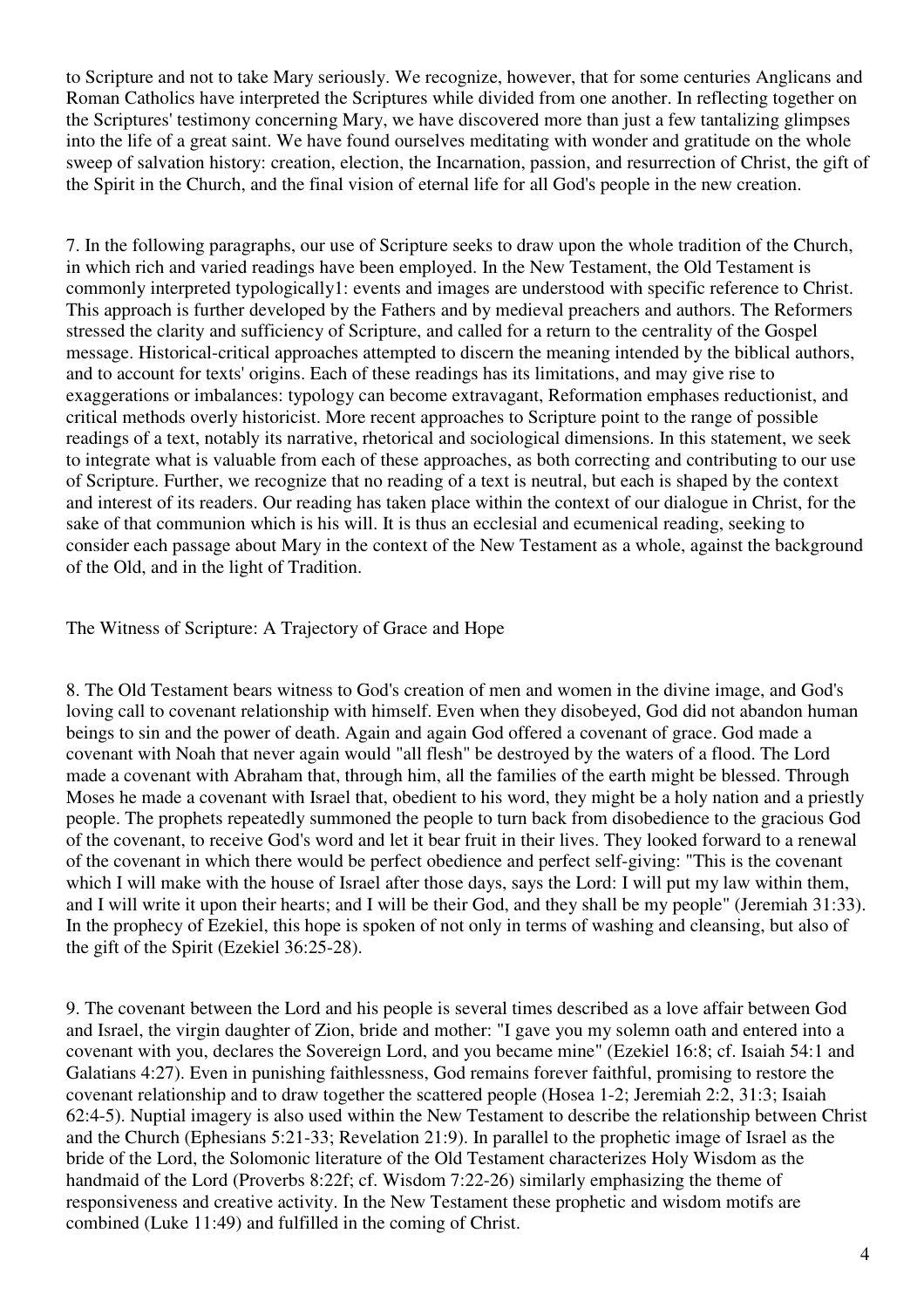to Scripture and not to take Mary seriously. We recognize, however, that for some centuries Anglicans and Roman Catholics have interpreted the Scriptures while divided from one another. In reflecting together on the Scriptures' testimony concerning Mary, we have discovered more than just a few tantalizing glimpses into the life of a great saint. We have found ourselves meditating with wonder and gratitude on the whole sweep of salvation history: creation, election, the Incarnation, passion, and resurrection of Christ, the gift of the Spirit in the Church, and the final vision of eternal life for all God's people in the new creation.

7. In the following paragraphs, our use of Scripture seeks to draw upon the whole tradition of the Church, in which rich and varied readings have been employed. In the New Testament, the Old Testament is commonly interpreted typologically[1]: events and images are understood with specific reference to Christ. This approach is further developed by the Fathers and by medieval preachers and authors. The Reformers stressed the clarity and sufficiency of Scripture, and called for a return to the centrality of the Gospel message. Historical-critical approaches attempted to discern the meaning intended by the biblical authors, and to account for texts' origins. Each of these readings has its limitations, and may give rise to exaggerations or imbalances: typology can become extravagant, Reformation emphases reductionist, and critical methods overly historicist. More recent approaches to Scripture point to the range of possible readings of a text, notably its narrative, rhetorical and sociological dimensions. In this statement, we seek to integrate what is valuable from each of these approaches, as both correcting and contributing to our use of Scripture. Further, we recognize that no reading of a text is neutral, but each is shaped by the context and interest of its readers. Our reading has taken place within the context of our dialogue in Christ, for the sake of that communion which is his will. It is thus an ecclesial and ecumenical reading, seeking to consider each passage about Mary in the context of the New Testament as a whole, against the background of the Old, and in the light of Tradition.

## The Witness of Scripture: A Trajectory of Grace and Hope

8. The Old Testament bears witness to God's creation of men and women in the divine image, and God's loving call to covenant relationship with himself. Even when they disobeyed, God did not abandon human beings to sin and the power of death. Again and again God offered a covenant of grace. God made a covenant with Noah that never again would "all flesh" be destroyed by the waters of a flood. The Lord made a covenant with Abraham that, through him, all the families of the earth might be blessed. Through Moses he made a covenant with Israel that, obedient to his word, they might be a holy nation and a priestly people. The prophets repeatedly summoned the people to turn back from disobedience to the gracious God of the covenant, to receive God's word and let it bear fruit in their lives. They looked forward to a renewal of the covenant in which there would be perfect obedience and perfect self-giving: "This is the covenant which I will make with the house of Israel after those days, says the Lord: I will put my law within them, and I will write it upon their hearts; and I will be their God, and they shall be my people" (Jeremiah 31:33). In the prophecy of Ezekiel, this hope is spoken of not only in terms of washing and cleansing, but also of the gift of the Spirit (Ezekiel 36:25-28).

9. The covenant between the Lord and his people is several times described as a love affair between God and Israel, the virgin daughter of Zion, bride and mother: "I gave you my solemn oath and entered into a covenant with you, declares the Sovereign Lord, and you became mine" (Ezekiel 16:8; cf. Isaiah 54:1 and Galatians 4:27). Even in punishing faithlessness, God remains forever faithful, promising to restore the covenant relationship and to draw together the scattered people (Hosea 1-2; Jeremiah 2:2, 31:3; Isaiah 62:4-5). Nuptial imagery is also used within the New Testament to describe the relationship between Christ and the Church (Ephesians 5:21-33; Revelation 21:9). In parallel to the prophetic image of Israel as the bride of the Lord, the Solomonic literature of the Old Testament characterizes Holy Wisdom as the handmaid of the Lord (Proverbs 8:22f; cf. Wisdom 7:22-26) similarly emphasizing the theme of responsiveness and creative activity. In the New Testament these prophetic and wisdom motifs are combined (Luke 11:49) and fulfilled in the coming of Christ.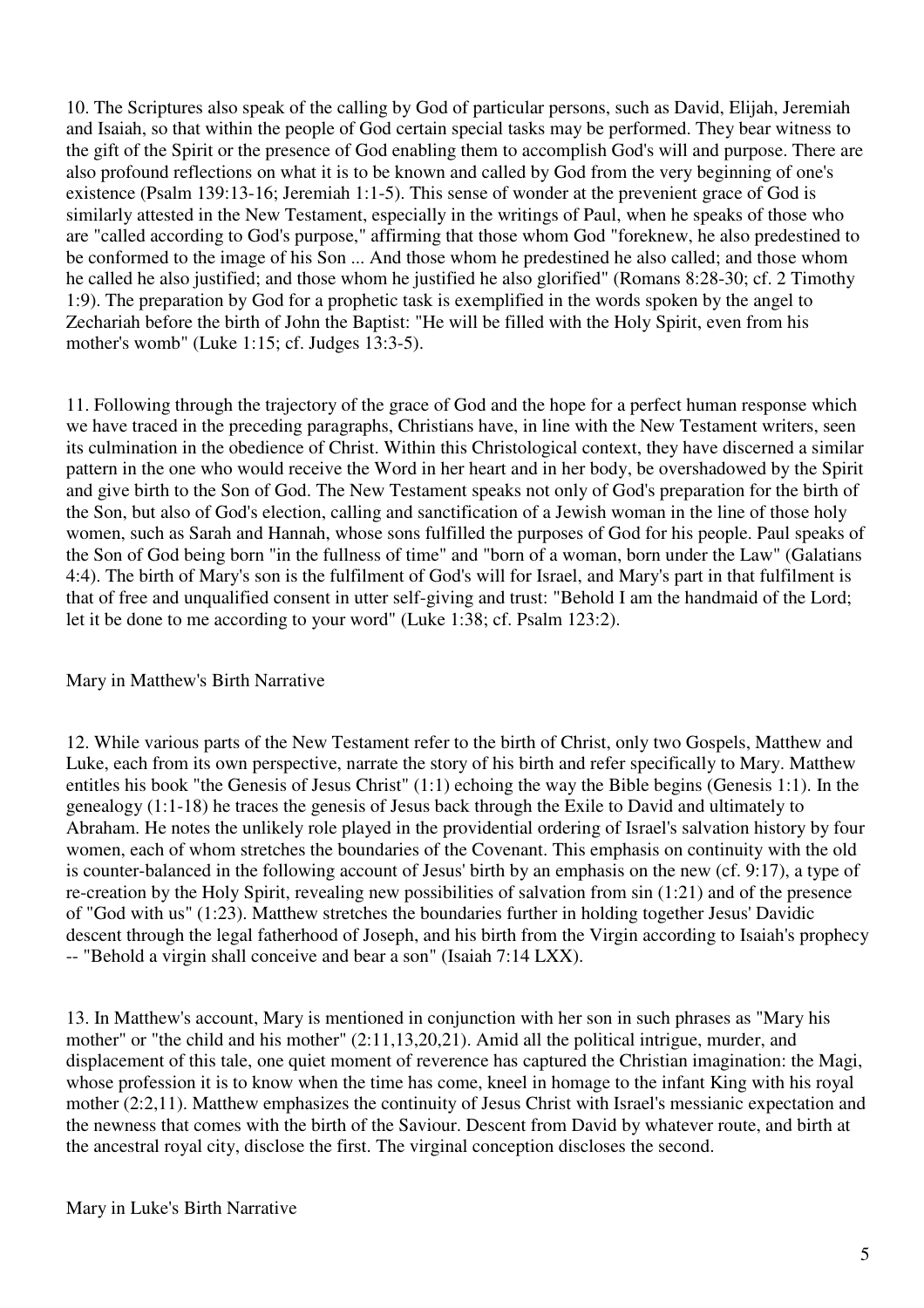10. The Scriptures also speak of the calling by God of particular persons, such as David, Elijah, Jeremiah and Isaiah, so that within the people of God certain special tasks may be performed. They bear witness to the gift of the Spirit or the presence of God enabling them to accomplish God's will and purpose. There are also profound reflections on what it is to be known and called by God from the very beginning of one's existence (Psalm 139:13-16; Jeremiah 1:1-5). This sense of wonder at the prevenient grace of God is similarly attested in the New Testament, especially in the writings of Paul, when he speaks of those who are "called according to God's purpose," affirming that those whom God "foreknew, he also predestined to be conformed to the image of his Son ... And those whom he predestined he also called; and those whom he called he also justified; and those whom he justified he also glorified" (Romans 8:28-30; cf. 2 Timothy 1:9). The preparation by God for a prophetic task is exemplified in the words spoken by the angel to Zechariah before the birth of John the Baptist: "He will be filled with the Holy Spirit, even from his mother's womb" (Luke 1:15; cf. Judges 13:3-5).

11. Following through the trajectory of the grace of God and the hope for a perfect human response which we have traced in the preceding paragraphs, Christians have, in line with the New Testament writers, seen its culmination in the obedience of Christ. Within this Christological context, they have discerned a similar pattern in the one who would receive the Word in her heart and in her body, be overshadowed by the Spirit and give birth to the Son of God. The New Testament speaks not only of God's preparation for the birth of the Son, but also of God's election, calling and sanctification of a Jewish woman in the line of those holy women, such as Sarah and Hannah, whose sons fulfilled the purposes of God for his people. Paul speaks of the Son of God being born "in the fullness of time" and "born of a woman, born under the Law" (Galatians 4:4). The birth of Mary's son is the fulfilment of God's will for Israel, and Mary's part in that fulfilment is that of free and unqualified consent in utter self-giving and trust: "Behold I am the handmaid of the Lord; let it be done to me according to your word" (Luke 1:38; cf. Psalm 123:2).

## Mary in Matthew's Birth Narrative

12. While various parts of the New Testament refer to the birth of Christ, only two Gospels, Matthew and Luke, each from its own perspective, narrate the story of his birth and refer specifically to Mary. Matthew entitles his book "the Genesis of Jesus Christ" (1:1) echoing the way the Bible begins (Genesis 1:1). In the genealogy (1:1-18) he traces the genesis of Jesus back through the Exile to David and ultimately to Abraham. He notes the unlikely role played in the providential ordering of Israel's salvation history by four women, each of whom stretches the boundaries of the Covenant. This emphasis on continuity with the old is counter-balanced in the following account of Jesus' birth by an emphasis on the new (cf. 9:17), a type of re-creation by the Holy Spirit, revealing new possibilities of salvation from sin (1:21) and of the presence of "God with us" (1:23). Matthew stretches the boundaries further in holding together Jesus' Davidic descent through the legal fatherhood of Joseph, and his birth from the Virgin according to Isaiah's prophecy -- "Behold a virgin shall conceive and bear a son" (Isaiah 7:14 LXX).

13. In Matthew's account, Mary is mentioned in conjunction with her son in such phrases as "Mary his mother" or "the child and his mother" (2:11,13,20,21). Amid all the political intrigue, murder, and displacement of this tale, one quiet moment of reverence has captured the Christian imagination: the Magi, whose profession it is to know when the time has come, kneel in homage to the infant King with his royal mother (2:2,11). Matthew emphasizes the continuity of Jesus Christ with Israel's messianic expectation and the newness that comes with the birth of the Saviour. Descent from David by whatever route, and birth at the ancestral royal city, disclose the first. The virginal conception discloses the second.

## Mary in Luke's Birth Narrative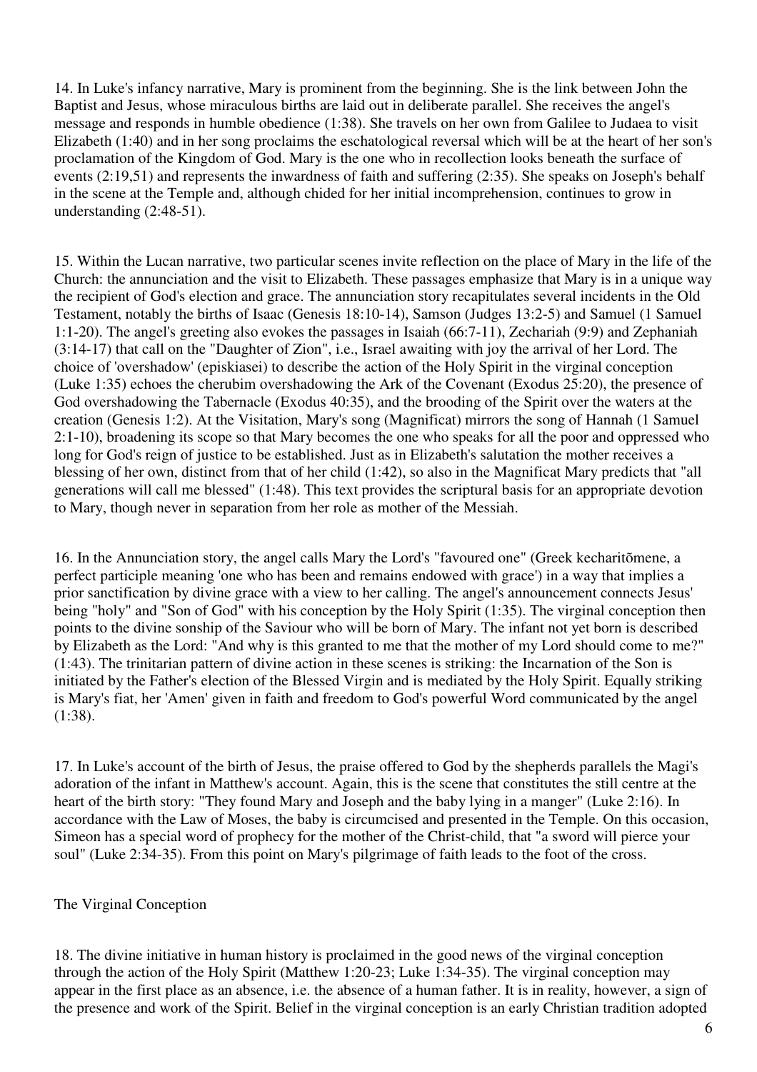14. In Luke's infancy narrative, Mary is prominent from the beginning. She is the link between John the Baptist and Jesus, whose miraculous births are laid out in deliberate parallel. She receives the angel's message and responds in humble obedience (1:38). She travels on her own from Galilee to Judaea to visit Elizabeth (1:40) and in her song proclaims the eschatological reversal which will be at the heart of her son's proclamation of the Kingdom of God. Mary is the one who in recollection looks beneath the surface of events (2:19,51) and represents the inwardness of faith and suffering (2:35). She speaks on Joseph's behalf in the scene at the Temple and, although chided for her initial incomprehension, continues to grow in understanding (2:48-51).

15. Within the Lucan narrative, two particular scenes invite reflection on the place of Mary in the life of the Church: the annunciation and the visit to Elizabeth. These passages emphasize that Mary is in a unique way the recipient of God's election and grace. The annunciation story recapitulates several incidents in the Old Testament, notably the births of Isaac (Genesis 18:10-14), Samson (Judges 13:2-5) and Samuel (1 Samuel 1:1-20). The angel's greeting also evokes the passages in Isaiah (66:7-11), Zechariah (9:9) and Zephaniah (3:14-17) that call on the "Daughter of Zion", i.e., Israel awaiting with joy the arrival of her Lord. The choice of 'overshadow' (episkiasei) to describe the action of the Holy Spirit in the virginal conception (Luke 1:35) echoes the cherubim overshadowing the Ark of the Covenant (Exodus 25:20), the presence of God overshadowing the Tabernacle (Exodus 40:35), and the brooding of the Spirit over the waters at the creation (Genesis 1:2). At the Visitation, Mary's song (Magnificat) mirrors the song of Hannah (1 Samuel 2:1-10), broadening its scope so that Mary becomes the one who speaks for all the poor and oppressed who long for God's reign of justice to be established. Just as in Elizabeth's salutation the mother receives a blessing of her own, distinct from that of her child (1:42), so also in the Magnificat Mary predicts that "all generations will call me blessed" (1:48). This text provides the scriptural basis for an appropriate devotion to Mary, though never in separation from her role as mother of the Messiah.

16. In the Annunciation story, the angel calls Mary the Lord's "favoured one" (Greek kecharitõmene, a perfect participle meaning 'one who has been and remains endowed with grace') in a way that implies a prior sanctification by divine grace with a view to her calling. The angel's announcement connects Jesus' being "holy" and "Son of God" with his conception by the Holy Spirit (1:35). The virginal conception then points to the divine sonship of the Saviour who will be born of Mary. The infant not yet born is described by Elizabeth as the Lord: "And why is this granted to me that the mother of my Lord should come to me?" (1:43). The trinitarian pattern of divine action in these scenes is striking: the Incarnation of the Son is initiated by the Father's election of the Blessed Virgin and is mediated by the Holy Spirit. Equally striking is Mary's fiat, her 'Amen' given in faith and freedom to God's powerful Word communicated by the angel (1:38).

17. In Luke's account of the birth of Jesus, the praise offered to God by the shepherds parallels the Magi's adoration of the infant in Matthew's account. Again, this is the scene that constitutes the still centre at the heart of the birth story: "They found Mary and Joseph and the baby lying in a manger" (Luke 2:16). In accordance with the Law of Moses, the baby is circumcised and presented in the Temple. On this occasion, Simeon has a special word of prophecy for the mother of the Christ-child, that "a sword will pierce your soul" (Luke 2:34-35). From this point on Mary's pilgrimage of faith leads to the foot of the cross.

## The Virginal Conception

18. The divine initiative in human history is proclaimed in the good news of the virginal conception through the action of the Holy Spirit (Matthew 1:20-23; Luke 1:34-35). The virginal conception may appear in the first place as an absence, i.e. the absence of a human father. It is in reality, however, a sign of the presence and work of the Spirit. Belief in the virginal conception is an early Christian tradition adopted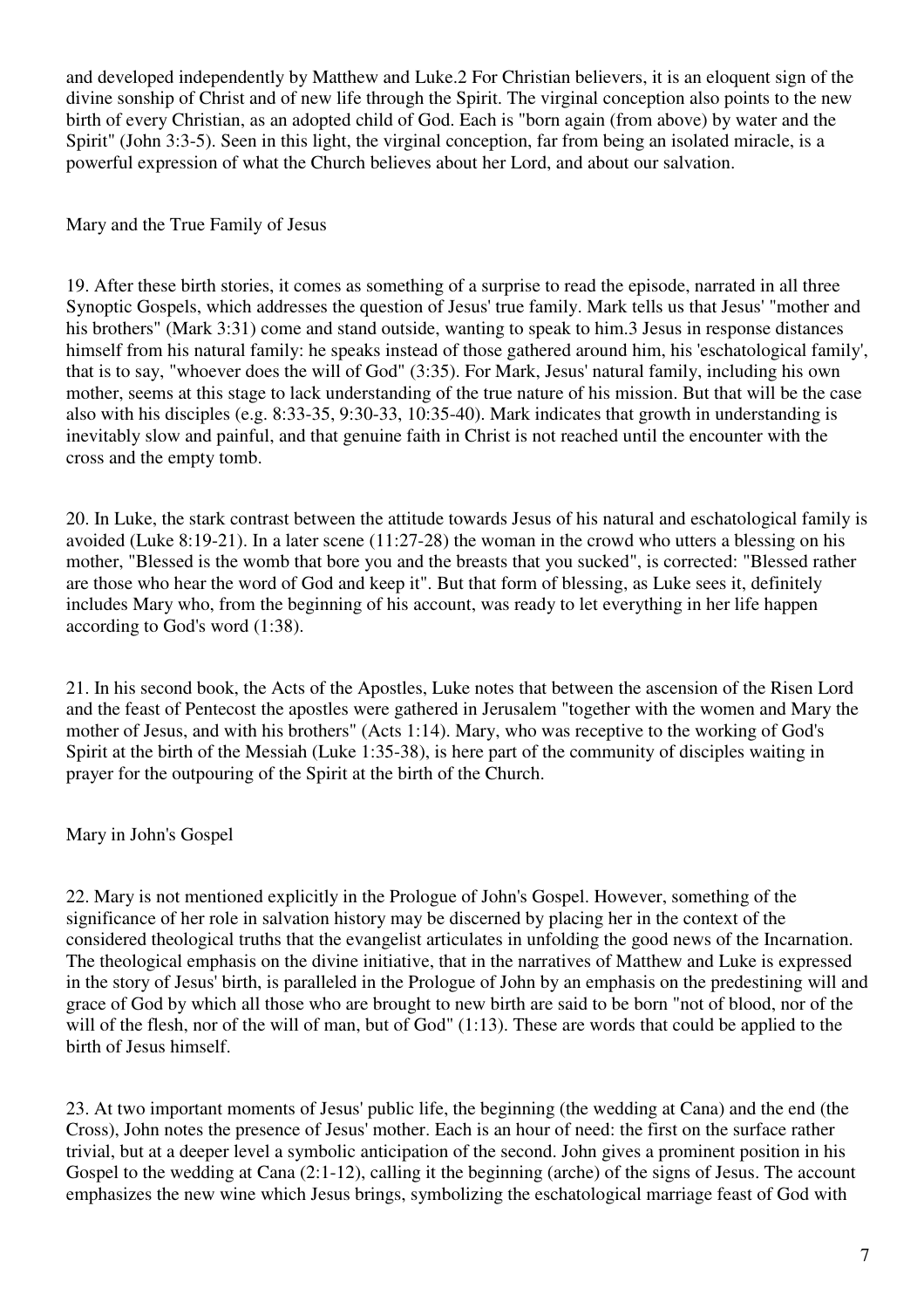and developed independently by Matthew and Luke.[2] For Christian believers, it is an eloquent sign of the divine sonship of Christ and of new life through the Spirit. The virginal conception also points to the new birth of every Christian, as an adopted child of God. Each is "born again (from above) by water and the Spirit" (John 3:3-5). Seen in this light, the virginal conception, far from being an isolated miracle, is a powerful expression of what the Church believes about her Lord, and about our salvation.

## Mary and the True Family of Jesus

19. After these birth stories, it comes as something of a surprise to read the episode, narrated in all three Synoptic Gospels, which addresses the question of Jesus' true family. Mark tells us that Jesus' "mother and his brothers" (Mark 3:31) come and stand outside, wanting to speak to him.[3] Jesus in response distances himself from his natural family: he speaks instead of those gathered around him, his 'eschatological family', that is to say, "whoever does the will of God" (3:35). For Mark, Jesus' natural family, including his own mother, seems at this stage to lack understanding of the true nature of his mission. But that will be the case also with his disciples (e.g. 8:33-35, 9:30-33, 10:35-40). Mark indicates that growth in understanding is inevitably slow and painful, and that genuine faith in Christ is not reached until the encounter with the cross and the empty tomb.

20. In Luke, the stark contrast between the attitude towards Jesus of his natural and eschatological family is avoided (Luke 8:19-21). In a later scene (11:27-28) the woman in the crowd who utters a blessing on his mother, "Blessed is the womb that bore you and the breasts that you sucked", is corrected: "Blessed rather are those who hear the word of God and keep it". But that form of blessing, as Luke sees it, definitely includes Mary who, from the beginning of his account, was ready to let everything in her life happen according to God's word (1:38).

21. In his second book, the Acts of the Apostles, Luke notes that between the ascension of the Risen Lord and the feast of Pentecost the apostles were gathered in Jerusalem "together with the women and Mary the mother of Jesus, and with his brothers" (Acts 1:14). Mary, who was receptive to the working of God's Spirit at the birth of the Messiah (Luke 1:35-38), is here part of the community of disciples waiting in prayer for the outpouring of the Spirit at the birth of the Church.

## Mary in John's Gospel

22. Mary is not mentioned explicitly in the Prologue of John's Gospel. However, something of the significance of her role in salvation history may be discerned by placing her in the context of the considered theological truths that the evangelist articulates in unfolding the good news of the Incarnation. The theological emphasis on the divine initiative, that in the narratives of Matthew and Luke is expressed in the story of Jesus' birth, is paralleled in the Prologue of John by an emphasis on the predestining will and grace of God by which all those who are brought to new birth are said to be born "not of blood, nor of the will of the flesh, nor of the will of man, but of God" (1:13). These are words that could be applied to the birth of Jesus himself.

23. At two important moments of Jesus' public life, the beginning (the wedding at Cana) and the end (the Cross), John notes the presence of Jesus' mother. Each is an hour of need: the first on the surface rather trivial, but at a deeper level a symbolic anticipation of the second. John gives a prominent position in his Gospel to the wedding at Cana (2:1-12), calling it the beginning (arche) of the signs of Jesus. The account emphasizes the new wine which Jesus brings, symbolizing the eschatological marriage feast of God with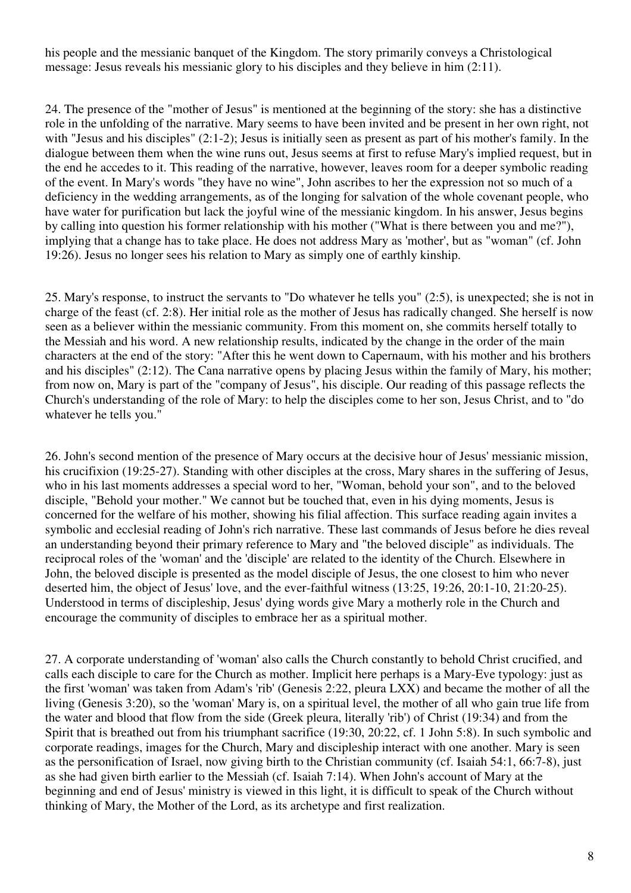his people and the messianic banquet of the Kingdom. The story primarily conveys a Christological message: Jesus reveals his messianic glory to his disciples and they believe in him (2:11).

24. The presence of the "mother of Jesus" is mentioned at the beginning of the story: she has a distinctive role in the unfolding of the narrative. Mary seems to have been invited and be present in her own right, not with "Jesus and his disciples" (2:1-2); Jesus is initially seen as present as part of his mother's family. In the dialogue between them when the wine runs out, Jesus seems at first to refuse Mary's implied request, but in the end he accedes to it. This reading of the narrative, however, leaves room for a deeper symbolic reading of the event. In Mary's words "they have no wine", John ascribes to her the expression not so much of a deficiency in the wedding arrangements, as of the longing for salvation of the whole covenant people, who have water for purification but lack the joyful wine of the messianic kingdom. In his answer, Jesus begins by calling into question his former relationship with his mother ("What is there between you and me?"), implying that a change has to take place. He does not address Mary as 'mother', but as "woman" (cf. John 19:26). Jesus no longer sees his relation to Mary as simply one of earthly kinship.

25. Mary's response, to instruct the servants to "Do whatever he tells you" (2:5), is unexpected; she is not in charge of the feast (cf. 2:8). Her initial role as the mother of Jesus has radically changed. She herself is now seen as a believer within the messianic community. From this moment on, she commits herself totally to the Messiah and his word. A new relationship results, indicated by the change in the order of the main characters at the end of the story: "After this he went down to Capernaum, with his mother and his brothers and his disciples" (2:12). The Cana narrative opens by placing Jesus within the family of Mary, his mother; from now on, Mary is part of the "company of Jesus", his disciple. Our reading of this passage reflects the Church's understanding of the role of Mary: to help the disciples come to her son, Jesus Christ, and to "do whatever he tells you."

26. John's second mention of the presence of Mary occurs at the decisive hour of Jesus' messianic mission, his crucifixion (19:25-27). Standing with other disciples at the cross, Mary shares in the suffering of Jesus, who in his last moments addresses a special word to her, "Woman, behold your son", and to the beloved disciple, "Behold your mother." We cannot but be touched that, even in his dying moments, Jesus is concerned for the welfare of his mother, showing his filial affection. This surface reading again invites a symbolic and ecclesial reading of John's rich narrative. These last commands of Jesus before he dies reveal an understanding beyond their primary reference to Mary and "the beloved disciple" as individuals. The reciprocal roles of the 'woman' and the 'disciple' are related to the identity of the Church. Elsewhere in John, the beloved disciple is presented as the model disciple of Jesus, the one closest to him who never deserted him, the object of Jesus' love, and the ever-faithful witness (13:25, 19:26, 20:1-10, 21:20-25). Understood in terms of discipleship, Jesus' dying words give Mary a motherly role in the Church and encourage the community of disciples to embrace her as a spiritual mother.

27. A corporate understanding of 'woman' also calls the Church constantly to behold Christ crucified, and calls each disciple to care for the Church as mother. Implicit here perhaps is a Mary-Eve typology: just as the first 'woman' was taken from Adam's 'rib' (Genesis 2:22, pleura LXX) and became the mother of all the living (Genesis 3:20), so the 'woman' Mary is, on a spiritual level, the mother of all who gain true life from the water and blood that flow from the side (Greek pleura, literally 'rib') of Christ (19:34) and from the Spirit that is breathed out from his triumphant sacrifice (19:30, 20:22, cf. 1 John 5:8). In such symbolic and corporate readings, images for the Church, Mary and discipleship interact with one another. Mary is seen as the personification of Israel, now giving birth to the Christian community (cf. Isaiah 54:1, 66:7-8), just as she had given birth earlier to the Messiah (cf. Isaiah 7:14). When John's account of Mary at the beginning and end of Jesus' ministry is viewed in this light, it is difficult to speak of the Church without thinking of Mary, the Mother of the Lord, as its archetype and first realization.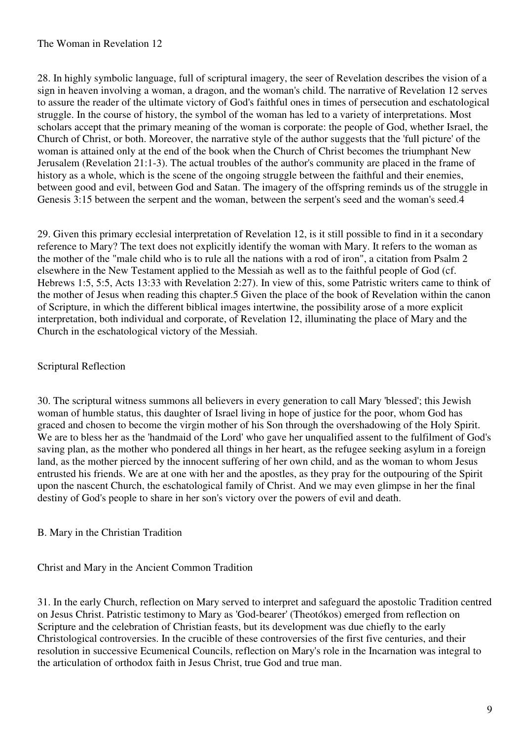### The Woman in Revelation 12

28. In highly symbolic language, full of scriptural imagery, the seer of Revelation describes the vision of a sign in heaven involving a woman, a dragon, and the woman's child. The narrative of Revelation 12 serves to assure the reader of the ultimate victory of God's faithful ones in times of persecution and eschatological struggle. In the course of history, the symbol of the woman has led to a variety of interpretations. Most scholars accept that the primary meaning of the woman is corporate: the people of God, whether Israel, the Church of Christ, or both. Moreover, the narrative style of the author suggests that the 'full picture' of the woman is attained only at the end of the book when the Church of Christ becomes the triumphant New Jerusalem (Revelation 21:1-3). The actual troubles of the author's community are placed in the frame of history as a whole, which is the scene of the ongoing struggle between the faithful and their enemies, between good and evil, between God and Satan. The imagery of the offspring reminds us of the struggle in Genesis 3:15 between the serpent and the woman, between the serpent's seed and the woman's seed.[4]

29. Given this primary ecclesial interpretation of Revelation 12, is it still possible to find in it a secondary reference to Mary? The text does not explicitly identify the woman with Mary. It refers to the woman as the mother of the "male child who is to rule all the nations with a rod of iron", a citation from Psalm 2 elsewhere in the New Testament applied to the Messiah as well as to the faithful people of God (cf. Hebrews 1:5, 5:5, Acts 13:33 with Revelation 2:27). In view of this, some Patristic writers came to think of the mother of Jesus when reading this chapter.[5] Given the place of the book of Revelation within the canon of Scripture, in which the different biblical images intertwine, the possibility arose of a more explicit interpretation, both individual and corporate, of Revelation 12, illuminating the place of Mary and the Church in the eschatological victory of the Messiah.

### Scriptural Reflection

30. The scriptural witness summons all believers in every generation to call Mary 'blessed'; this Jewish woman of humble status, this daughter of Israel living in hope of justice for the poor, whom God has graced and chosen to become the virgin mother of his Son through the overshadowing of the Holy Spirit. We are to bless her as the 'handmaid of the Lord' who gave her unqualified assent to the fulfilment of God's saving plan, as the mother who pondered all things in her heart, as the refugee seeking asylum in a foreign land, as the mother pierced by the innocent suffering of her own child, and as the woman to whom Jesus entrusted his friends. We are at one with her and the apostles, as they pray for the outpouring of the Spirit upon the nascent Church, the eschatological family of Christ. And we may even glimpse in her the final destiny of God's people to share in her son's victory over the powers of evil and death.

## B. Mary in the Christian Tradition

### Christ and Mary in the Ancient Common Tradition

31. In the early Church, reflection on Mary served to interpret and safeguard the apostolic Tradition centred on Jesus Christ. Patristic testimony to Mary as 'God-bearer' (Theotókos) emerged from reflection on Scripture and the celebration of Christian feasts, but its development was due chiefly to the early Christological controversies. In the crucible of these controversies of the first five centuries, and their resolution in successive Ecumenical Councils, reflection on Mary's role in the Incarnation was integral to the articulation of orthodox faith in Jesus Christ, true God and true man.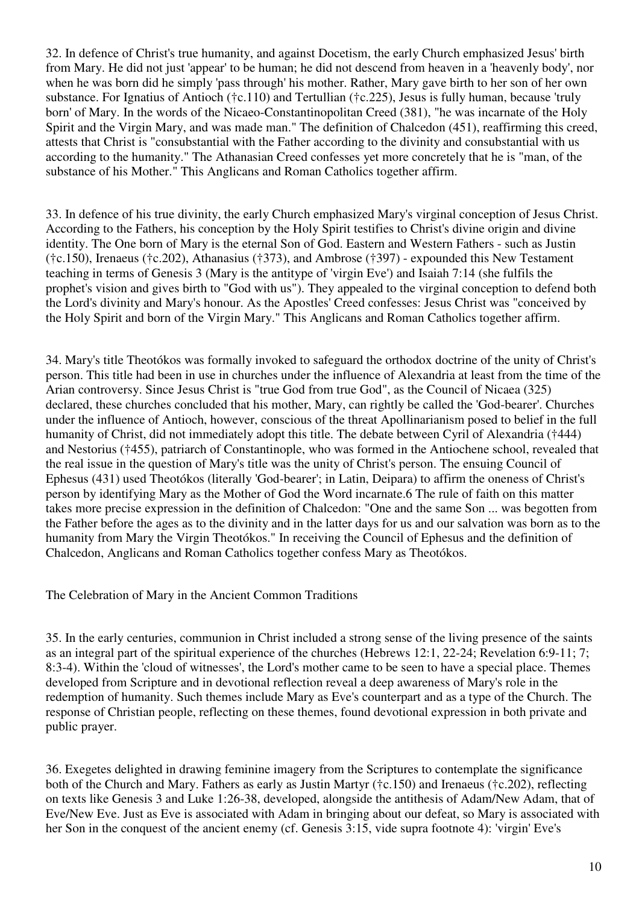32. In defence of Christ's true humanity, and against Docetism, the early Church emphasized Jesus' birth from Mary. He did not just 'appear' to be human; he did not descend from heaven in a 'heavenly body', nor when he was born did he simply 'pass through' his mother. Rather, Mary gave birth to her son of her own substance. For Ignatius of Antioch (†c.110) and Tertullian (†c.225), Jesus is fully human, because 'truly born' of Mary. In the words of the Nicaeo-Constantinopolitan Creed (381), "he was incarnate of the Holy Spirit and the Virgin Mary, and was made man." The definition of Chalcedon (451), reaffirming this creed, attests that Christ is "consubstantial with the Father according to the divinity and consubstantial with us according to the humanity." The Athanasian Creed confesses yet more concretely that he is "man, of the substance of his Mother." This Anglicans and Roman Catholics together affirm.

33. In defence of his true divinity, the early Church emphasized Mary's virginal conception of Jesus Christ. According to the Fathers, his conception by the Holy Spirit testifies to Christ's divine origin and divine identity. The One born of Mary is the eternal Son of God. Eastern and Western Fathers - such as Justin (†c.150), Irenaeus (†c.202), Athanasius (†373), and Ambrose (†397) - expounded this New Testament teaching in terms of Genesis 3 (Mary is the antitype of 'virgin Eve') and Isaiah 7:14 (she fulfils the prophet's vision and gives birth to "God with us"). They appealed to the virginal conception to defend both the Lord's divinity and Mary's honour. As the Apostles' Creed confesses: Jesus Christ was "conceived by the Holy Spirit and born of the Virgin Mary." This Anglicans and Roman Catholics together affirm.

34. Mary's title Theotókos was formally invoked to safeguard the orthodox doctrine of the unity of Christ's person. This title had been in use in churches under the influence of Alexandria at least from the time of the Arian controversy. Since Jesus Christ is "true God from true God", as the Council of Nicaea (325) declared, these churches concluded that his mother, Mary, can rightly be called the 'God-bearer'. Churches under the influence of Antioch, however, conscious of the threat Apollinarianism posed to belief in the full humanity of Christ, did not immediately adopt this title. The debate between Cyril of Alexandria (†444) and Nestorius (†455), patriarch of Constantinople, who was formed in the Antiochene school, revealed that the real issue in the question of Mary's title was the unity of Christ's person. The ensuing Council of Ephesus (431) used Theotókos (literally 'God-bearer'; in Latin, Deipara) to affirm the oneness of Christ's person by identifying Mary as the Mother of God the Word incarnate.[6] The rule of faith on this matter takes more precise expression in the definition of Chalcedon: "One and the same Son ... was begotten from the Father before the ages as to the divinity and in the latter days for us and our salvation was born as to the humanity from Mary the Virgin Theotókos." In receiving the Council of Ephesus and the definition of Chalcedon, Anglicans and Roman Catholics together confess Mary as Theotókos.

## The Celebration of Mary in the Ancient Common Traditions

35. In the early centuries, communion in Christ included a strong sense of the living presence of the saints as an integral part of the spiritual experience of the churches (Hebrews 12:1, 22-24; Revelation 6:9-11; 7; 8:3-4). Within the 'cloud of witnesses', the Lord's mother came to be seen to have a special place. Themes developed from Scripture and in devotional reflection reveal a deep awareness of Mary's role in the redemption of humanity. Such themes include Mary as Eve's counterpart and as a type of the Church. The response of Christian people, reflecting on these themes, found devotional expression in both private and public prayer.

36. Exegetes delighted in drawing feminine imagery from the Scriptures to contemplate the significance both of the Church and Mary. Fathers as early as Justin Martyr (†c.150) and Irenaeus (†c.202), reflecting on texts like Genesis 3 and Luke 1:26-38, developed, alongside the antithesis of Adam/New Adam, that of Eve/New Eve. Just as Eve is associated with Adam in bringing about our defeat, so Mary is associated with her Son in the conquest of the ancient enemy (cf. Genesis 3:15, vide supra footnote 4): 'virgin' Eve's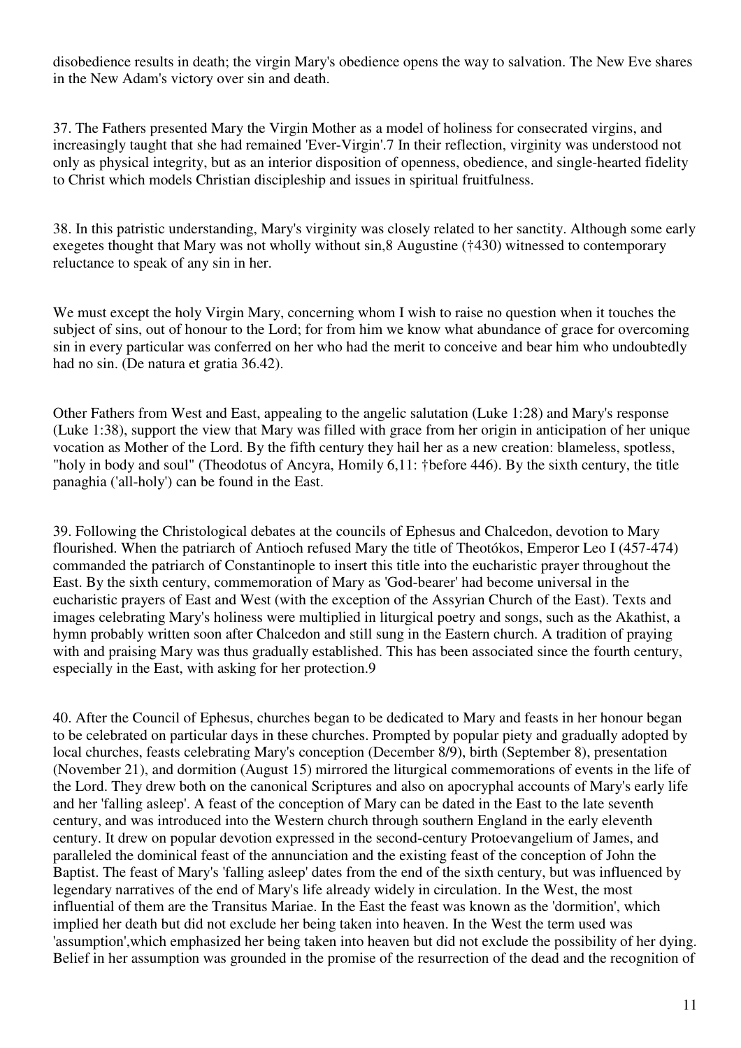disobedience results in death; the virgin Mary's obedience opens the way to salvation. The New Eve shares in the New Adam's victory over sin and death.

37. The Fathers presented Mary the Virgin Mother as a model of holiness for consecrated virgins, and increasingly taught that she had remained 'Ever-Virgin'.[7] In their reflection, virginity was understood not only as physical integrity, but as an interior disposition of openness, obedience, and single-hearted fidelity to Christ which models Christian discipleship and issues in spiritual fruitfulness.

38. In this patristic understanding, Mary's virginity was closely related to her sanctity. Although some early exegetes thought that Mary was not wholly without sin,[8] Augustine (†430) witnessed to contemporary reluctance to speak of any sin in her.

We must except the holy Virgin Mary, concerning whom I wish to raise no question when it touches the subject of sins, out of honour to the Lord; for from him we know what abundance of grace for overcoming sin in every particular was conferred on her who had the merit to conceive and bear him who undoubtedly had no sin. (De natura et gratia 36.42).

Other Fathers from West and East, appealing to the angelic salutation (Luke 1:28) and Mary's response (Luke 1:38), support the view that Mary was filled with grace from her origin in anticipation of her unique vocation as Mother of the Lord. By the fifth century they hail her as a new creation: blameless, spotless, "holy in body and soul" (Theodotus of Ancyra, Homily 6,11: †before 446). By the sixth century, the title panaghia ('all-holy') can be found in the East.

39. Following the Christological debates at the councils of Ephesus and Chalcedon, devotion to Mary flourished. When the patriarch of Antioch refused Mary the title of Theotókos, Emperor Leo I (457-474) commanded the patriarch of Constantinople to insert this title into the eucharistic prayer throughout the East. By the sixth century, commemoration of Mary as 'God-bearer' had become universal in the eucharistic prayers of East and West (with the exception of the Assyrian Church of the East). Texts and images celebrating Mary's holiness were multiplied in liturgical poetry and songs, such as the Akathist, a hymn probably written soon after Chalcedon and still sung in the Eastern church. A tradition of praying with and praising Mary was thus gradually established. This has been associated since the fourth century, especially in the East, with asking for her protection.[9]

40. After the Council of Ephesus, churches began to be dedicated to Mary and feasts in her honour began to be celebrated on particular days in these churches. Prompted by popular piety and gradually adopted by local churches, feasts celebrating Mary's conception (December 8/9), birth (September 8), presentation (November 21), and dormition (August 15) mirrored the liturgical commemorations of events in the life of the Lord. They drew both on the canonical Scriptures and also on apocryphal accounts of Mary's early life and her 'falling asleep'. A feast of the conception of Mary can be dated in the East to the late seventh century, and was introduced into the Western church through southern England in the early eleventh century. It drew on popular devotion expressed in the second-century Protoevangelium of James, and paralleled the dominical feast of the annunciation and the existing feast of the conception of John the Baptist. The feast of Mary's 'falling asleep' dates from the end of the sixth century, but was influenced by legendary narratives of the end of Mary's life already widely in circulation. In the West, the most influential of them are the Transitus Mariae. In the East the feast was known as the 'dormition', which implied her death but did not exclude her being taken into heaven. In the West the term used was 'assumption',which emphasized her being taken into heaven but did not exclude the possibility of her dying. Belief in her assumption was grounded in the promise of the resurrection of the dead and the recognition of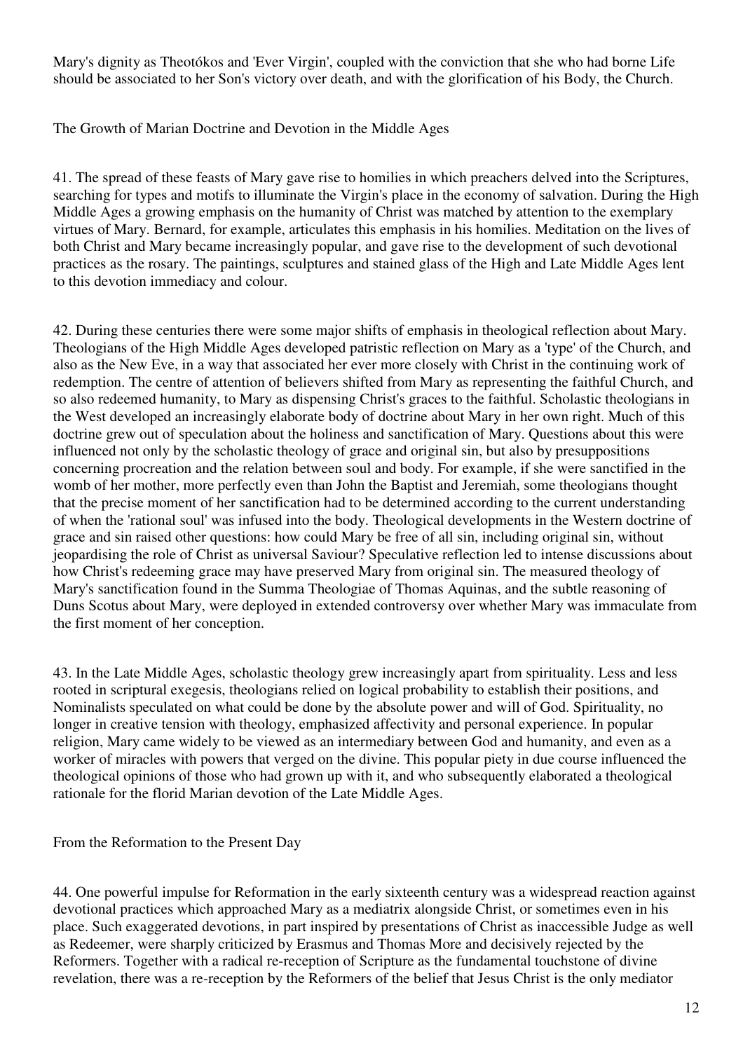Mary's dignity as Theotókos and 'Ever Virgin', coupled with the conviction that she who had borne Life should be associated to her Son's victory over death, and with the glorification of his Body, the Church.

## The Growth of Marian Doctrine and Devotion in the Middle Ages

41. The spread of these feasts of Mary gave rise to homilies in which preachers delved into the Scriptures, searching for types and motifs to illuminate the Virgin's place in the economy of salvation. During the High Middle Ages a growing emphasis on the humanity of Christ was matched by attention to the exemplary virtues of Mary. Bernard, for example, articulates this emphasis in his homilies. Meditation on the lives of both Christ and Mary became increasingly popular, and gave rise to the development of such devotional practices as the rosary. The paintings, sculptures and stained glass of the High and Late Middle Ages lent to this devotion immediacy and colour.

42. During these centuries there were some major shifts of emphasis in theological reflection about Mary. Theologians of the High Middle Ages developed patristic reflection on Mary as a 'type' of the Church, and also as the New Eve, in a way that associated her ever more closely with Christ in the continuing work of redemption. The centre of attention of believers shifted from Mary as representing the faithful Church, and so also redeemed humanity, to Mary as dispensing Christ's graces to the faithful. Scholastic theologians in the West developed an increasingly elaborate body of doctrine about Mary in her own right. Much of this doctrine grew out of speculation about the holiness and sanctification of Mary. Questions about this were influenced not only by the scholastic theology of grace and original sin, but also by presuppositions concerning procreation and the relation between soul and body. For example, if she were sanctified in the womb of her mother, more perfectly even than John the Baptist and Jeremiah, some theologians thought that the precise moment of her sanctification had to be determined according to the current understanding of when the 'rational soul' was infused into the body. Theological developments in the Western doctrine of grace and sin raised other questions: how could Mary be free of all sin, including original sin, without jeopardising the role of Christ as universal Saviour? Speculative reflection led to intense discussions about how Christ's redeeming grace may have preserved Mary from original sin. The measured theology of Mary's sanctification found in the Summa Theologiae of Thomas Aquinas, and the subtle reasoning of Duns Scotus about Mary, were deployed in extended controversy over whether Mary was immaculate from the first moment of her conception.

43. In the Late Middle Ages, scholastic theology grew increasingly apart from spirituality. Less and less rooted in scriptural exegesis, theologians relied on logical probability to establish their positions, and Nominalists speculated on what could be done by the absolute power and will of God. Spirituality, no longer in creative tension with theology, emphasized affectivity and personal experience. In popular religion, Mary came widely to be viewed as an intermediary between God and humanity, and even as a worker of miracles with powers that verged on the divine. This popular piety in due course influenced the theological opinions of those who had grown up with it, and who subsequently elaborated a theological rationale for the florid Marian devotion of the Late Middle Ages.

## From the Reformation to the Present Day

44. One powerful impulse for Reformation in the early sixteenth century was a widespread reaction against devotional practices which approached Mary as a mediatrix alongside Christ, or sometimes even in his place. Such exaggerated devotions, in part inspired by presentations of Christ as inaccessible Judge as well as Redeemer, were sharply criticized by Erasmus and Thomas More and decisively rejected by the Reformers. Together with a radical re-reception of Scripture as the fundamental touchstone of divine revelation, there was a re-reception by the Reformers of the belief that Jesus Christ is the only mediator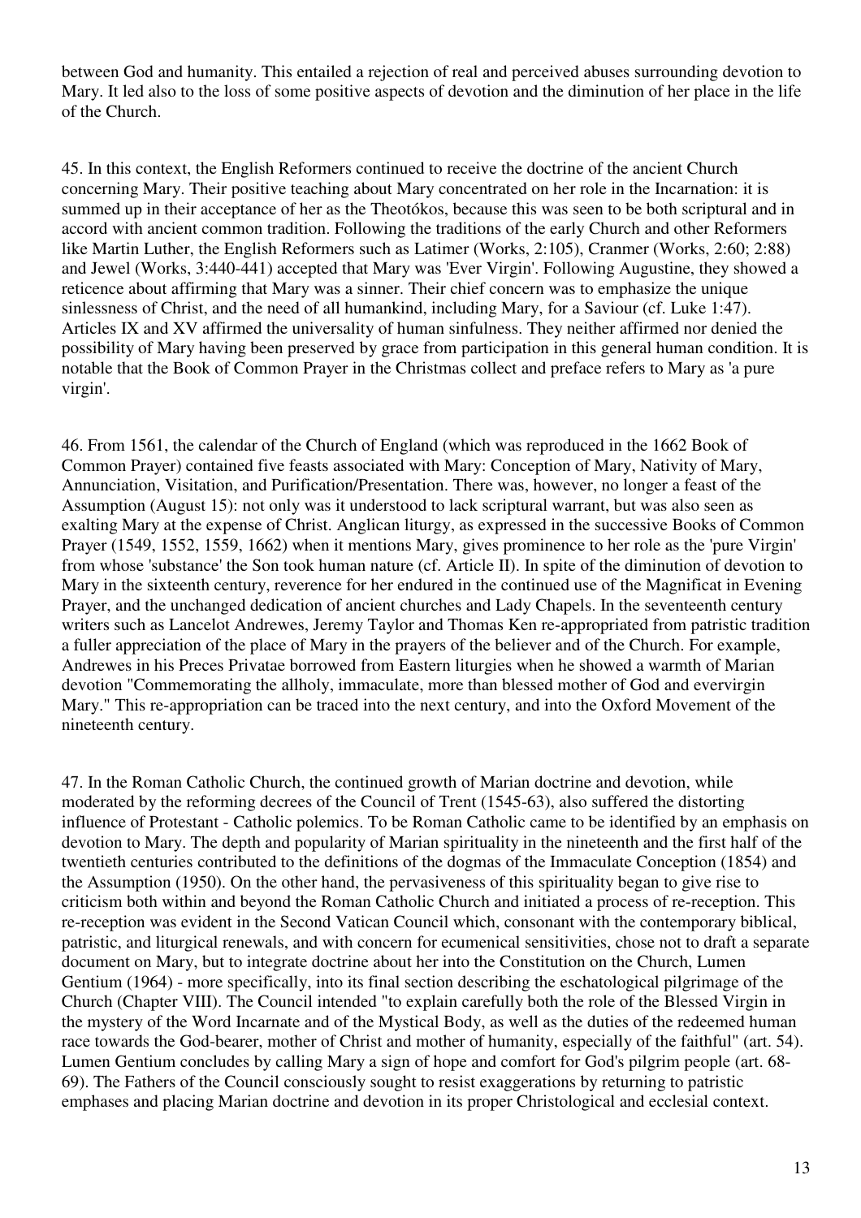between God and humanity. This entailed a rejection of real and perceived abuses surrounding devotion to Mary. It led also to the loss of some positive aspects of devotion and the diminution of her place in the life of the Church.

45. In this context, the English Reformers continued to receive the doctrine of the ancient Church concerning Mary. Their positive teaching about Mary concentrated on her role in the Incarnation: it is summed up in their acceptance of her as the Theotókos, because this was seen to be both scriptural and in accord with ancient common tradition. Following the traditions of the early Church and other Reformers like Martin Luther, the English Reformers such as Latimer (Works, 2:105), Cranmer (Works, 2:60; 2:88) and Jewel (Works, 3:440-441) accepted that Mary was 'Ever Virgin'. Following Augustine, they showed a reticence about affirming that Mary was a sinner. Their chief concern was to emphasize the unique sinlessness of Christ, and the need of all humankind, including Mary, for a Saviour (cf. Luke 1:47). Articles IX and XV affirmed the universality of human sinfulness. They neither affirmed nor denied the possibility of Mary having been preserved by grace from participation in this general human condition. It is notable that the Book of Common Prayer in the Christmas collect and preface refers to Mary as 'a pure virgin'.

46. From 1561, the calendar of the Church of England (which was reproduced in the 1662 Book of Common Prayer) contained five feasts associated with Mary: Conception of Mary, Nativity of Mary, Annunciation, Visitation, and Purification/Presentation. There was, however, no longer a feast of the Assumption (August 15): not only was it understood to lack scriptural warrant, but was also seen as exalting Mary at the expense of Christ. Anglican liturgy, as expressed in the successive Books of Common Prayer (1549, 1552, 1559, 1662) when it mentions Mary, gives prominence to her role as the 'pure Virgin' from whose 'substance' the Son took human nature (cf. Article II). In spite of the diminution of devotion to Mary in the sixteenth century, reverence for her endured in the continued use of the Magnificat in Evening Prayer, and the unchanged dedication of ancient churches and Lady Chapels. In the seventeenth century writers such as Lancelot Andrewes, Jeremy Taylor and Thomas Ken re-appropriated from patristic tradition a fuller appreciation of the place of Mary in the prayers of the believer and of the Church. For example, Andrewes in his Preces Privatae borrowed from Eastern liturgies when he showed a warmth of Marian devotion "Commemorating the allholy, immaculate, more than blessed mother of God and evervirgin Mary." This re-appropriation can be traced into the next century, and into the Oxford Movement of the nineteenth century.

47. In the Roman Catholic Church, the continued growth of Marian doctrine and devotion, while moderated by the reforming decrees of the Council of Trent (1545-63), also suffered the distorting influence of Protestant - Catholic polemics. To be Roman Catholic came to be identified by an emphasis on devotion to Mary. The depth and popularity of Marian spirituality in the nineteenth and the first half of the twentieth centuries contributed to the definitions of the dogmas of the Immaculate Conception (1854) and the Assumption (1950). On the other hand, the pervasiveness of this spirituality began to give rise to criticism both within and beyond the Roman Catholic Church and initiated a process of re-reception. This re-reception was evident in the Second Vatican Council which, consonant with the contemporary biblical, patristic, and liturgical renewals, and with concern for ecumenical sensitivities, chose not to draft a separate document on Mary, but to integrate doctrine about her into the Constitution on the Church, Lumen Gentium (1964) - more specifically, into its final section describing the eschatological pilgrimage of the Church (Chapter VIII). The Council intended "to explain carefully both the role of the Blessed Virgin in the mystery of the Word Incarnate and of the Mystical Body, as well as the duties of the redeemed human race towards the God-bearer, mother of Christ and mother of humanity, especially of the faithful" (art. 54). Lumen Gentium concludes by calling Mary a sign of hope and comfort for God's pilgrim people (art. 68-69). The Fathers of the Council consciously sought to resist exaggerations by returning to patristic emphases and placing Marian doctrine and devotion in its proper Christological and ecclesial context.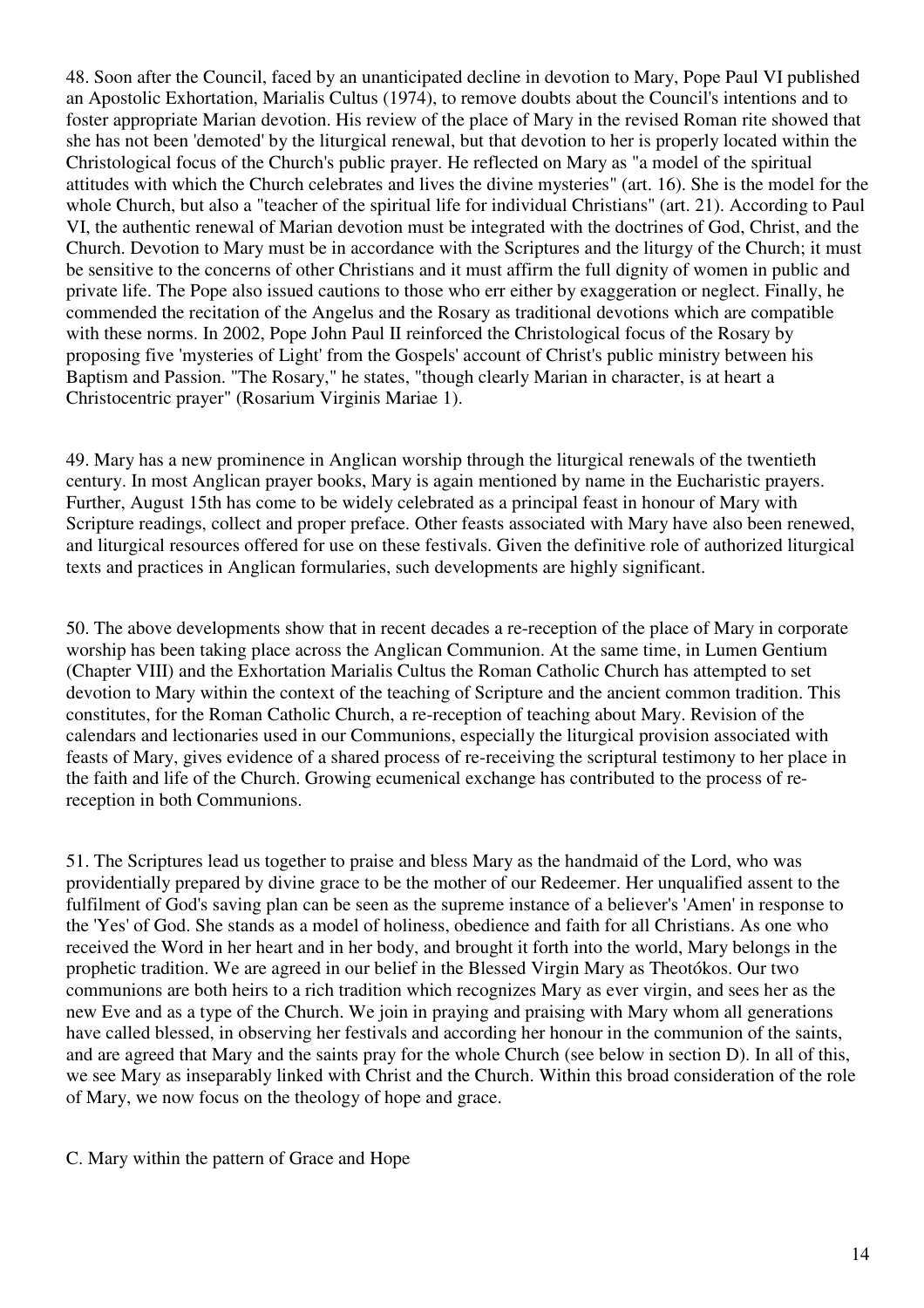48. Soon after the Council, faced by an unanticipated decline in devotion to Mary, Pope Paul VI published an Apostolic Exhortation, Marialis Cultus (1974), to remove doubts about the Council's intentions and to foster appropriate Marian devotion. His review of the place of Mary in the revised Roman rite showed that she has not been 'demoted' by the liturgical renewal, but that devotion to her is properly located within the Christological focus of the Church's public prayer. He reflected on Mary as "a model of the spiritual attitudes with which the Church celebrates and lives the divine mysteries" (art. 16). She is the model for the whole Church, but also a "teacher of the spiritual life for individual Christians" (art. 21). According to Paul VI, the authentic renewal of Marian devotion must be integrated with the doctrines of God, Christ, and the Church. Devotion to Mary must be in accordance with the Scriptures and the liturgy of the Church; it must be sensitive to the concerns of other Christians and it must affirm the full dignity of women in public and private life. The Pope also issued cautions to those who err either by exaggeration or neglect. Finally, he commended the recitation of the Angelus and the Rosary as traditional devotions which are compatible with these norms. In 2002, Pope John Paul II reinforced the Christological focus of the Rosary by proposing five 'mysteries of Light' from the Gospels' account of Christ's public ministry between his Baptism and Passion. "The Rosary," he states, "though clearly Marian in character, is at heart a Christocentric prayer" (Rosarium Virginis Mariae 1).

49. Mary has a new prominence in Anglican worship through the liturgical renewals of the twentieth century. In most Anglican prayer books, Mary is again mentioned by name in the Eucharistic prayers. Further, August 15th has come to be widely celebrated as a principal feast in honour of Mary with Scripture readings, collect and proper preface. Other feasts associated with Mary have also been renewed, and liturgical resources offered for use on these festivals. Given the definitive role of authorized liturgical texts and practices in Anglican formularies, such developments are highly significant.

50. The above developments show that in recent decades a re-reception of the place of Mary in corporate worship has been taking place across the Anglican Communion. At the same time, in Lumen Gentium (Chapter VIII) and the Exhortation Marialis Cultus the Roman Catholic Church has attempted to set devotion to Mary within the context of the teaching of Scripture and the ancient common tradition. This constitutes, for the Roman Catholic Church, a re-reception of teaching about Mary. Revision of the calendars and lectionaries used in our Communions, especially the liturgical provision associated with feasts of Mary, gives evidence of a shared process of re-receiving the scriptural testimony to her place in the faith and life of the Church. Growing ecumenical exchange has contributed to the process of re-reception in both Communions.

51. The Scriptures lead us together to praise and bless Mary as the handmaid of the Lord, who was providentially prepared by divine grace to be the mother of our Redeemer. Her unqualified assent to the fulfilment of God's saving plan can be seen as the supreme instance of a believer's 'Amen' in response to the 'Yes' of God. She stands as a model of holiness, obedience and faith for all Christians. As one who received the Word in her heart and in her body, and brought it forth into the world, Mary belongs in the prophetic tradition. We are agreed in our belief in the Blessed Virgin Mary as Theotókos. Our two communions are both heirs to a rich tradition which recognizes Mary as ever virgin, and sees her as the new Eve and as a type of the Church. We join in praying and praising with Mary whom all generations have called blessed, in observing her festivals and according her honour in the communion of the saints, and are agreed that Mary and the saints pray for the whole Church (see below in section D). In all of this, we see Mary as inseparably linked with Christ and the Church. Within this broad consideration of the role of Mary, we now focus on the theology of hope and grace.

## C. Mary within the pattern of Grace and Hope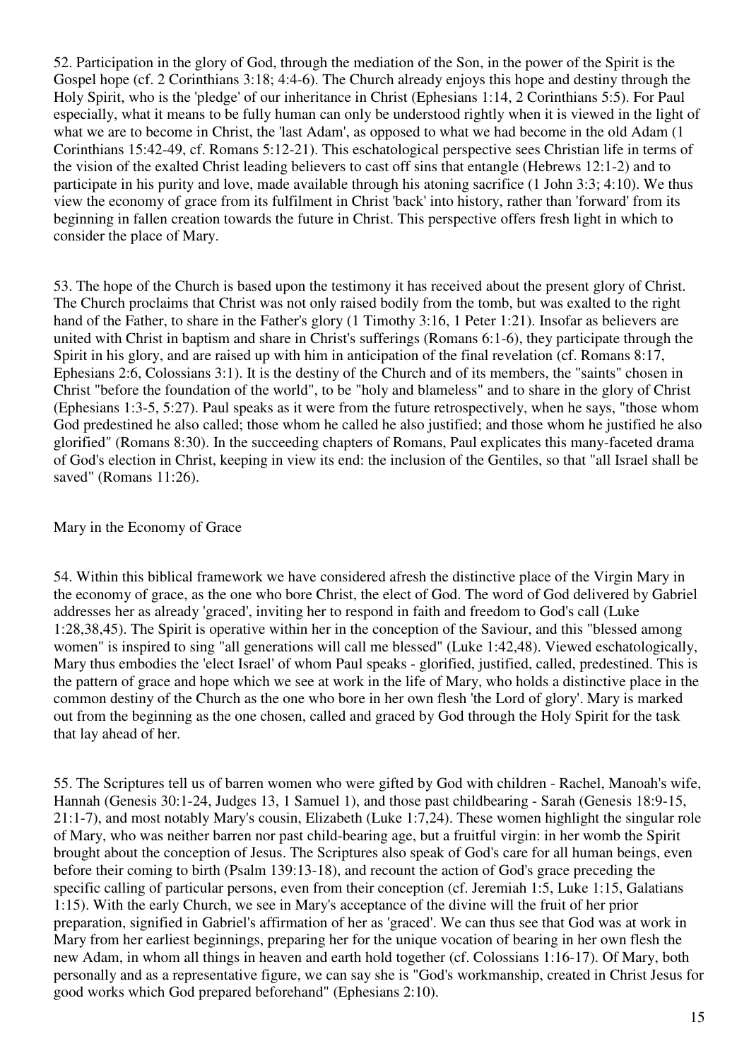52. Participation in the glory of God, through the mediation of the Son, in the power of the Spirit is the Gospel hope (cf. 2 Corinthians 3:18; 4:4-6). The Church already enjoys this hope and destiny through the Holy Spirit, who is the 'pledge' of our inheritance in Christ (Ephesians 1:14, 2 Corinthians 5:5). For Paul especially, what it means to be fully human can only be understood rightly when it is viewed in the light of what we are to become in Christ, the 'last Adam', as opposed to what we had become in the old Adam (1 Corinthians 15:42-49, cf. Romans 5:12-21). This eschatological perspective sees Christian life in terms of the vision of the exalted Christ leading believers to cast off sins that entangle (Hebrews 12:1-2) and to participate in his purity and love, made available through his atoning sacrifice (1 John 3:3; 4:10). We thus view the economy of grace from its fulfilment in Christ 'back' into history, rather than 'forward' from its beginning in fallen creation towards the future in Christ. This perspective offers fresh light in which to consider the place of Mary.

53. The hope of the Church is based upon the testimony it has received about the present glory of Christ. The Church proclaims that Christ was not only raised bodily from the tomb, but was exalted to the right hand of the Father, to share in the Father's glory (1 Timothy 3:16, 1 Peter 1:21). Insofar as believers are united with Christ in baptism and share in Christ's sufferings (Romans 6:1-6), they participate through the Spirit in his glory, and are raised up with him in anticipation of the final revelation (cf. Romans 8:17, Ephesians 2:6, Colossians 3:1). It is the destiny of the Church and of its members, the "saints" chosen in Christ "before the foundation of the world", to be "holy and blameless" and to share in the glory of Christ (Ephesians 1:3-5, 5:27). Paul speaks as it were from the future retrospectively, when he says, "those whom God predestined he also called; those whom he called he also justified; and those whom he justified he also glorified" (Romans 8:30). In the succeeding chapters of Romans, Paul explicates this many-faceted drama of God's election in Christ, keeping in view its end: the inclusion of the Gentiles, so that "all Israel shall be saved" (Romans 11:26).

## Mary in the Economy of Grace

54. Within this biblical framework we have considered afresh the distinctive place of the Virgin Mary in the economy of grace, as the one who bore Christ, the elect of God. The word of God delivered by Gabriel addresses her as already 'graced', inviting her to respond in faith and freedom to God's call (Luke 1:28,38,45). The Spirit is operative within her in the conception of the Saviour, and this "blessed among women" is inspired to sing "all generations will call me blessed" (Luke 1:42,48). Viewed eschatologically, Mary thus embodies the 'elect Israel' of whom Paul speaks - glorified, justified, called, predestined. This is the pattern of grace and hope which we see at work in the life of Mary, who holds a distinctive place in the common destiny of the Church as the one who bore in her own flesh 'the Lord of glory'. Mary is marked out from the beginning as the one chosen, called and graced by God through the Holy Spirit for the task that lay ahead of her.

55. The Scriptures tell us of barren women who were gifted by God with children - Rachel, Manoah's wife, Hannah (Genesis 30:1-24, Judges 13, 1 Samuel 1), and those past childbearing - Sarah (Genesis 18:9-15, 21:1-7), and most notably Mary's cousin, Elizabeth (Luke 1:7,24). These women highlight the singular role of Mary, who was neither barren nor past child-bearing age, but a fruitful virgin: in her womb the Spirit brought about the conception of Jesus. The Scriptures also speak of God's care for all human beings, even before their coming to birth (Psalm 139:13-18), and recount the action of God's grace preceding the specific calling of particular persons, even from their conception (cf. Jeremiah 1:5, Luke 1:15, Galatians 1:15). With the early Church, we see in Mary's acceptance of the divine will the fruit of her prior preparation, signified in Gabriel's affirmation of her as 'graced'. We can thus see that God was at work in Mary from her earliest beginnings, preparing her for the unique vocation of bearing in her own flesh the new Adam, in whom all things in heaven and earth hold together (cf. Colossians 1:16-17). Of Mary, both personally and as a representative figure, we can say she is "God's workmanship, created in Christ Jesus for good works which God prepared beforehand" (Ephesians 2:10).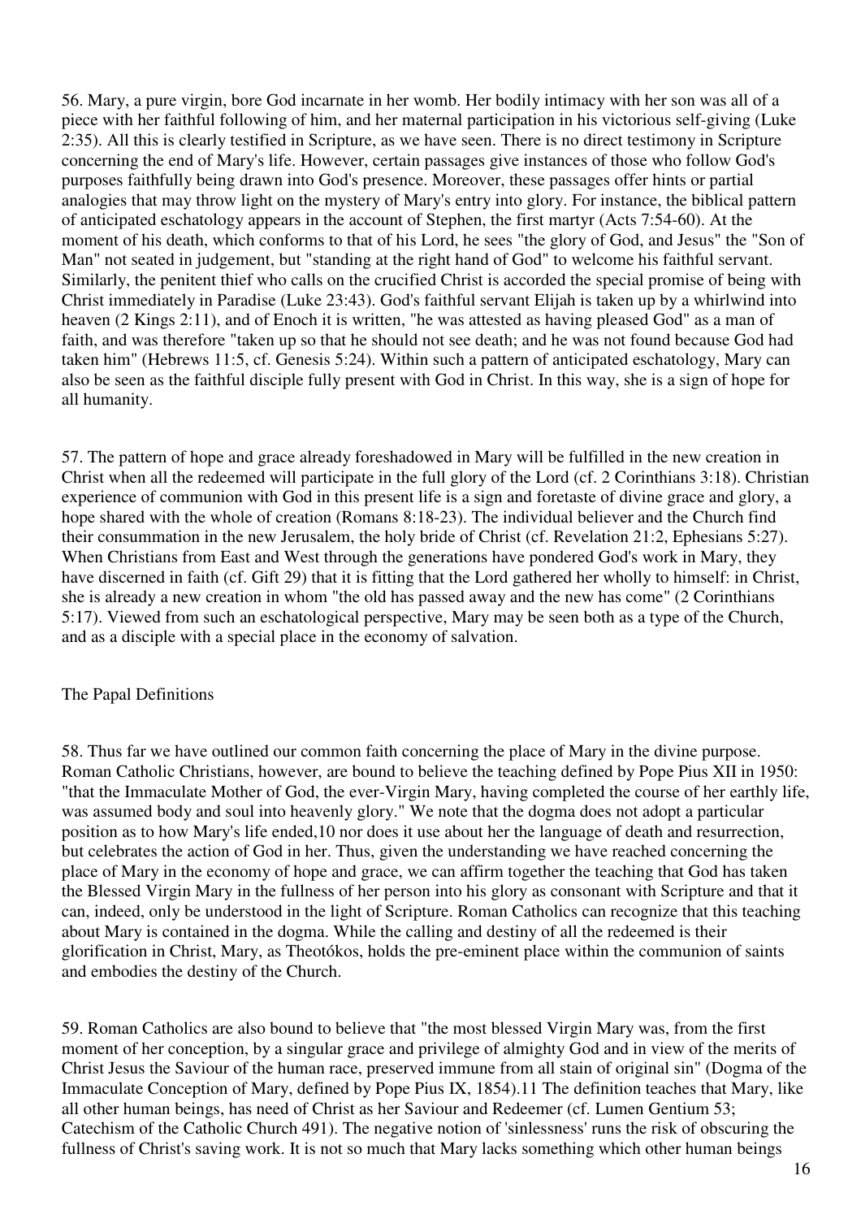56. Mary, a pure virgin, bore God incarnate in her womb. Her bodily intimacy with her son was all of a piece with her faithful following of him, and her maternal participation in his victorious self-giving (Luke 2:35). All this is clearly testified in Scripture, as we have seen. There is no direct testimony in Scripture concerning the end of Mary's life. However, certain passages give instances of those who follow God's purposes faithfully being drawn into God's presence. Moreover, these passages offer hints or partial analogies that may throw light on the mystery of Mary's entry into glory. For instance, the biblical pattern of anticipated eschatology appears in the account of Stephen, the first martyr (Acts 7:54-60). At the moment of his death, which conforms to that of his Lord, he sees "the glory of God, and Jesus" the "Son of Man" not seated in judgement, but "standing at the right hand of God" to welcome his faithful servant. Similarly, the penitent thief who calls on the crucified Christ is accorded the special promise of being with Christ immediately in Paradise (Luke 23:43). God's faithful servant Elijah is taken up by a whirlwind into heaven (2 Kings 2:11), and of Enoch it is written, "he was attested as having pleased God" as a man of faith, and was therefore "taken up so that he should not see death; and he was not found because God had taken him" (Hebrews 11:5, cf. Genesis 5:24). Within such a pattern of anticipated eschatology, Mary can also be seen as the faithful disciple fully present with God in Christ. In this way, she is a sign of hope for all humanity.

57. The pattern of hope and grace already foreshadowed in Mary will be fulfilled in the new creation in Christ when all the redeemed will participate in the full glory of the Lord (cf. 2 Corinthians 3:18). Christian experience of communion with God in this present life is a sign and foretaste of divine grace and glory, a hope shared with the whole of creation (Romans 8:18-23). The individual believer and the Church find their consummation in the new Jerusalem, the holy bride of Christ (cf. Revelation 21:2, Ephesians 5:27). When Christians from East and West through the generations have pondered God's work in Mary, they have discerned in faith (cf. Gift 29) that it is fitting that the Lord gathered her wholly to himself: in Christ, she is already a new creation in whom "the old has passed away and the new has come" (2 Corinthians 5:17). Viewed from such an eschatological perspective, Mary may be seen both as a type of the Church, and as a disciple with a special place in the economy of salvation.

## The Papal Definitions

58. Thus far we have outlined our common faith concerning the place of Mary in the divine purpose. Roman Catholic Christians, however, are bound to believe the teaching defined by Pope Pius XII in 1950: "that the Immaculate Mother of God, the ever-Virgin Mary, having completed the course of her earthly life, was assumed body and soul into heavenly glory." We note that the dogma does not adopt a particular position as to how Mary's life ended,[10] nor does it use about her the language of death and resurrection, but celebrates the action of God in her. Thus, given the understanding we have reached concerning the place of Mary in the economy of hope and grace, we can affirm together the teaching that God has taken the Blessed Virgin Mary in the fullness of her person into his glory as consonant with Scripture and that it can, indeed, only be understood in the light of Scripture. Roman Catholics can recognize that this teaching about Mary is contained in the dogma. While the calling and destiny of all the redeemed is their glorification in Christ, Mary, as Theotókos, holds the pre-eminent place within the communion of saints and embodies the destiny of the Church.

59. Roman Catholics are also bound to believe that "the most blessed Virgin Mary was, from the first moment of her conception, by a singular grace and privilege of almighty God and in view of the merits of Christ Jesus the Saviour of the human race, preserved immune from all stain of original sin" (Dogma of the Immaculate Conception of Mary, defined by Pope Pius IX, 1854).[11] The definition teaches that Mary, like all other human beings, has need of Christ as her Saviour and Redeemer (cf. Lumen Gentium 53; Catechism of the Catholic Church 491). The negative notion of 'sinlessness' runs the risk of obscuring the fullness of Christ's saving work. It is not so much that Mary lacks something which other human beings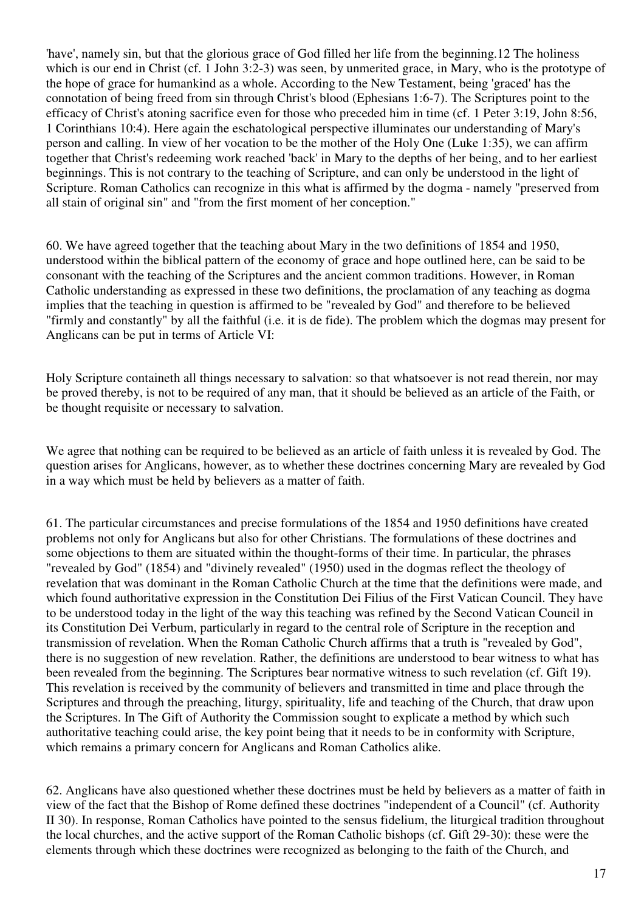'have', namely sin, but that the glorious grace of God filled her life from the beginning.12 The holiness which is our end in Christ (cf. 1 John 3:2-3) was seen, by unmerited grace, in Mary, who is the prototype of the hope of grace for humankind as a whole. According to the New Testament, being 'graced' has the connotation of being freed from sin through Christ's blood (Ephesians 1:6-7). The Scriptures point to the efficacy of Christ's atoning sacrifice even for those who preceded him in time (cf. 1 Peter 3:19, John 8:56, 1 Corinthians 10:4). Here again the eschatological perspective illuminates our understanding of Mary's person and calling. In view of her vocation to be the mother of the Holy One (Luke 1:35), we can affirm together that Christ's redeeming work reached 'back' in Mary to the depths of her being, and to her earliest beginnings. This is not contrary to the teaching of Scripture, and can only be understood in the light of Scripture. Roman Catholics can recognize in this what is affirmed by the dogma - namely "preserved from all stain of original sin" and "from the first moment of her conception."

60. We have agreed together that the teaching about Mary in the two definitions of 1854 and 1950, understood within the biblical pattern of the economy of grace and hope outlined here, can be said to be consonant with the teaching of the Scriptures and the ancient common traditions. However, in Roman Catholic understanding as expressed in these two definitions, the proclamation of any teaching as dogma implies that the teaching in question is affirmed to be "revealed by God" and therefore to be believed "firmly and constantly" by all the faithful (i.e. it is de fide). The problem which the dogmas may present for Anglicans can be put in terms of Article VI:

Holy Scripture containeth all things necessary to salvation: so that whatsoever is not read therein, nor may be proved thereby, is not to be required of any man, that it should be believed as an article of the Faith, or be thought requisite or necessary to salvation.

We agree that nothing can be required to be believed as an article of faith unless it is revealed by God. The question arises for Anglicans, however, as to whether these doctrines concerning Mary are revealed by God in a way which must be held by believers as a matter of faith.

61. The particular circumstances and precise formulations of the 1854 and 1950 definitions have created problems not only for Anglicans but also for other Christians. The formulations of these doctrines and some objections to them are situated within the thought-forms of their time. In particular, the phrases "revealed by God" (1854) and "divinely revealed" (1950) used in the dogmas reflect the theology of revelation that was dominant in the Roman Catholic Church at the time that the definitions were made, and which found authoritative expression in the Constitution Dei Filius of the First Vatican Council. They have to be understood today in the light of the way this teaching was refined by the Second Vatican Council in its Constitution Dei Verbum, particularly in regard to the central role of Scripture in the reception and transmission of revelation. When the Roman Catholic Church affirms that a truth is "revealed by God", there is no suggestion of new revelation. Rather, the definitions are understood to bear witness to what has been revealed from the beginning. The Scriptures bear normative witness to such revelation (cf. Gift 19). This revelation is received by the community of believers and transmitted in time and place through the Scriptures and through the preaching, liturgy, spirituality, life and teaching of the Church, that draw upon the Scriptures. In The Gift of Authority the Commission sought to explicate a method by which such authoritative teaching could arise, the key point being that it needs to be in conformity with Scripture, which remains a primary concern for Anglicans and Roman Catholics alike.

62. Anglicans have also questioned whether these doctrines must be held by believers as a matter of faith in view of the fact that the Bishop of Rome defined these doctrines "independent of a Council" (cf. Authority II 30). In response, Roman Catholics have pointed to the sensus fidelium, the liturgical tradition throughout the local churches, and the active support of the Roman Catholic bishops (cf. Gift 29-30): these were the elements through which these doctrines were recognized as belonging to the faith of the Church, and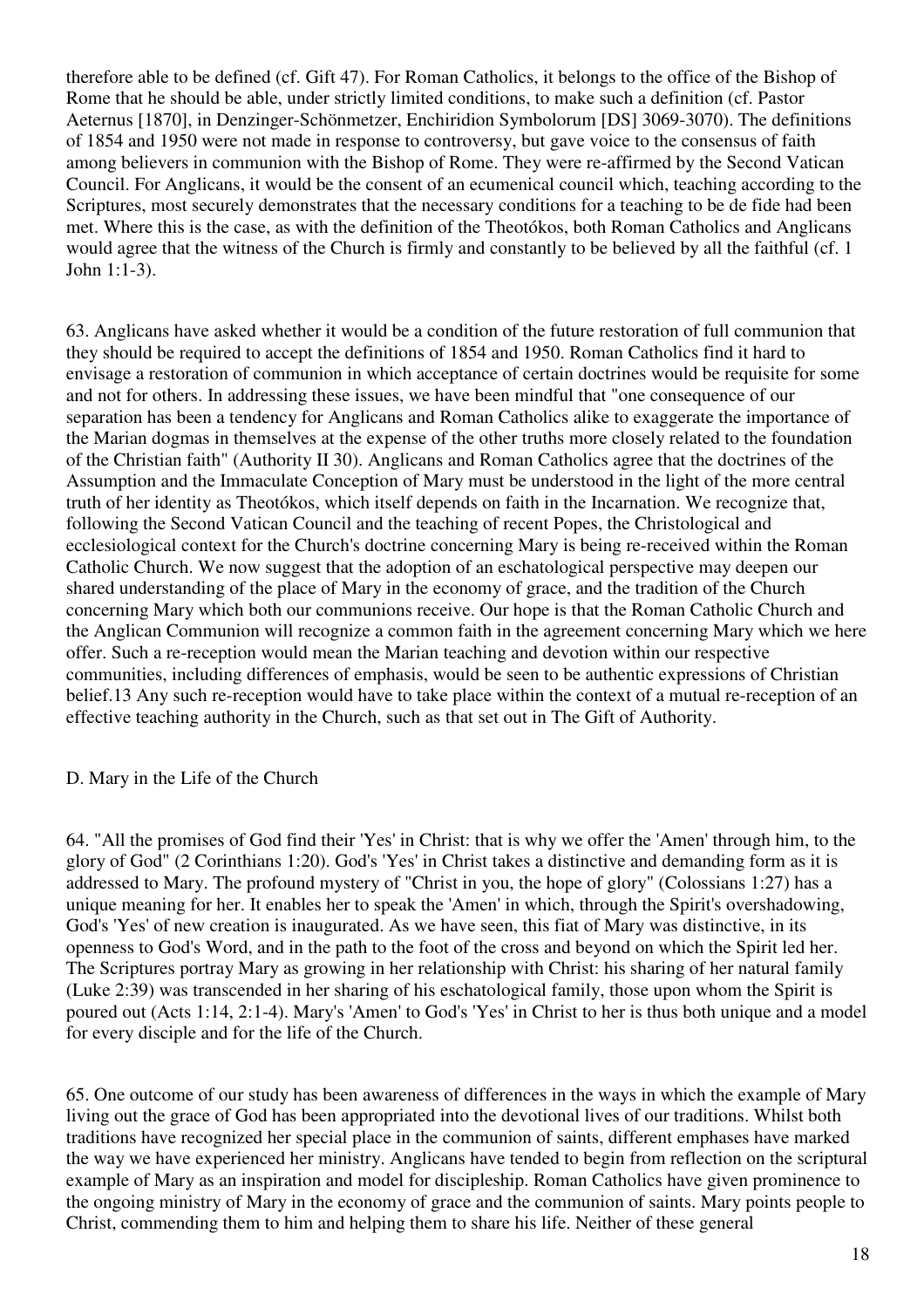therefore able to be defined (cf. Gift 47). For Roman Catholics, it belongs to the office of the Bishop of Rome that he should be able, under strictly limited conditions, to make such a definition (cf. Pastor Aeternus [1870], in Denzinger-Schönmetzer, Enchiridion Symbolorum [DS] 3069-3070). The definitions of 1854 and 1950 were not made in response to controversy, but gave voice to the consensus of faith among believers in communion with the Bishop of Rome. They were re-affirmed by the Second Vatican Council. For Anglicans, it would be the consent of an ecumenical council which, teaching according to the Scriptures, most securely demonstrates that the necessary conditions for a teaching to be de fide had been met. Where this is the case, as with the definition of the Theotókos, both Roman Catholics and Anglicans would agree that the witness of the Church is firmly and constantly to be believed by all the faithful (cf. 1 John 1:1-3).

63. Anglicans have asked whether it would be a condition of the future restoration of full communion that they should be required to accept the definitions of 1854 and 1950. Roman Catholics find it hard to envisage a restoration of communion in which acceptance of certain doctrines would be requisite for some and not for others. In addressing these issues, we have been mindful that "one consequence of our separation has been a tendency for Anglicans and Roman Catholics alike to exaggerate the importance of the Marian dogmas in themselves at the expense of the other truths more closely related to the foundation of the Christian faith" (Authority II 30). Anglicans and Roman Catholics agree that the doctrines of the Assumption and the Immaculate Conception of Mary must be understood in the light of the more central truth of her identity as Theotókos, which itself depends on faith in the Incarnation. We recognize that, following the Second Vatican Council and the teaching of recent Popes, the Christological and ecclesiological context for the Church's doctrine concerning Mary is being re-received within the Roman Catholic Church. We now suggest that the adoption of an eschatological perspective may deepen our shared understanding of the place of Mary in the economy of grace, and the tradition of the Church concerning Mary which both our communions receive. Our hope is that the Roman Catholic Church and the Anglican Communion will recognize a common faith in the agreement concerning Mary which we here offer. Such a re-reception would mean the Marian teaching and devotion within our respective communities, including differences of emphasis, would be seen to be authentic expressions of Christian belief.[13] Any such re-reception would have to take place within the context of a mutual re-reception of an effective teaching authority in the Church, such as that set out in The Gift of Authority.

## D. Mary in the Life of the Church

64. "All the promises of God find their 'Yes' in Christ: that is why we offer the 'Amen' through him, to the glory of God" (2 Corinthians 1:20). God's 'Yes' in Christ takes a distinctive and demanding form as it is addressed to Mary. The profound mystery of "Christ in you, the hope of glory" (Colossians 1:27) has a unique meaning for her. It enables her to speak the 'Amen' in which, through the Spirit's overshadowing, God's 'Yes' of new creation is inaugurated. As we have seen, this fiat of Mary was distinctive, in its openness to God's Word, and in the path to the foot of the cross and beyond on which the Spirit led her. The Scriptures portray Mary as growing in her relationship with Christ: his sharing of her natural family (Luke 2:39) was transcended in her sharing of his eschatological family, those upon whom the Spirit is poured out (Acts 1:14, 2:1-4). Mary's 'Amen' to God's 'Yes' in Christ to her is thus both unique and a model for every disciple and for the life of the Church.

65. One outcome of our study has been awareness of differences in the ways in which the example of Mary living out the grace of God has been appropriated into the devotional lives of our traditions. Whilst both traditions have recognized her special place in the communion of saints, different emphases have marked the way we have experienced her ministry. Anglicans have tended to begin from reflection on the scriptural example of Mary as an inspiration and model for discipleship. Roman Catholics have given prominence to the ongoing ministry of Mary in the economy of grace and the communion of saints. Mary points people to Christ, commending them to him and helping them to share his life. Neither of these general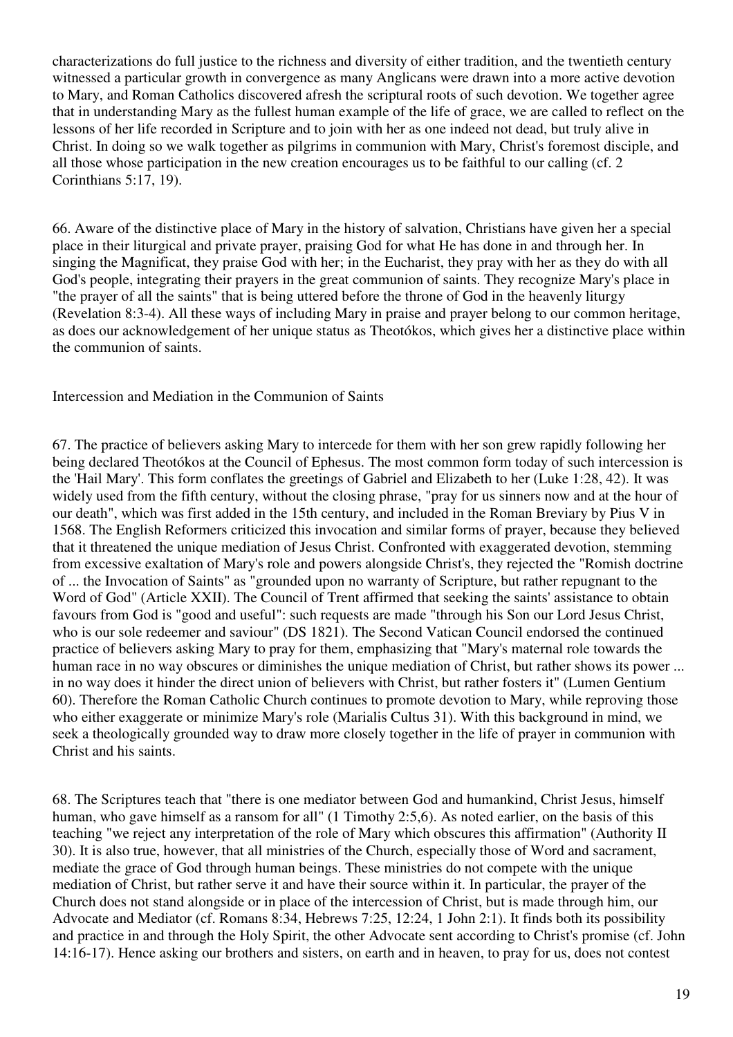characterizations do full justice to the richness and diversity of either tradition, and the twentieth century witnessed a particular growth in convergence as many Anglicans were drawn into a more active devotion to Mary, and Roman Catholics discovered afresh the scriptural roots of such devotion. We together agree that in understanding Mary as the fullest human example of the life of grace, we are called to reflect on the lessons of her life recorded in Scripture and to join with her as one indeed not dead, but truly alive in Christ. In doing so we walk together as pilgrims in communion with Mary, Christ's foremost disciple, and all those whose participation in the new creation encourages us to be faithful to our calling (cf. 2 Corinthians 5:17, 19).

66. Aware of the distinctive place of Mary in the history of salvation, Christians have given her a special place in their liturgical and private prayer, praising God for what He has done in and through her. In singing the Magnificat, they praise God with her; in the Eucharist, they pray with her as they do with all God's people, integrating their prayers in the great communion of saints. They recognize Mary's place in "the prayer of all the saints" that is being uttered before the throne of God in the heavenly liturgy (Revelation 8:3-4). All these ways of including Mary in praise and prayer belong to our common heritage, as does our acknowledgement of her unique status as Theotókos, which gives her a distinctive place within the communion of saints.

## Intercession and Mediation in the Communion of Saints

67. The practice of believers asking Mary to intercede for them with her son grew rapidly following her being declared Theotókos at the Council of Ephesus. The most common form today of such intercession is the 'Hail Mary'. This form conflates the greetings of Gabriel and Elizabeth to her (Luke 1:28, 42). It was widely used from the fifth century, without the closing phrase, "pray for us sinners now and at the hour of our death", which was first added in the 15th century, and included in the Roman Breviary by Pius V in 1568. The English Reformers criticized this invocation and similar forms of prayer, because they believed that it threatened the unique mediation of Jesus Christ. Confronted with exaggerated devotion, stemming from excessive exaltation of Mary's role and powers alongside Christ's, they rejected the "Romish doctrine of ... the Invocation of Saints" as "grounded upon no warranty of Scripture, but rather repugnant to the Word of God" (Article XXII). The Council of Trent affirmed that seeking the saints' assistance to obtain favours from God is "good and useful": such requests are made "through his Son our Lord Jesus Christ, who is our sole redeemer and saviour" (DS 1821). The Second Vatican Council endorsed the continued practice of believers asking Mary to pray for them, emphasizing that "Mary's maternal role towards the human race in no way obscures or diminishes the unique mediation of Christ, but rather shows its power ... in no way does it hinder the direct union of believers with Christ, but rather fosters it" (Lumen Gentium 60). Therefore the Roman Catholic Church continues to promote devotion to Mary, while reproving those who either exaggerate or minimize Mary's role (Marialis Cultus 31). With this background in mind, we seek a theologically grounded way to draw more closely together in the life of prayer in communion with Christ and his saints.

68. The Scriptures teach that "there is one mediator between God and humankind, Christ Jesus, himself human, who gave himself as a ransom for all" (1 Timothy 2:5,6). As noted earlier, on the basis of this teaching "we reject any interpretation of the role of Mary which obscures this affirmation" (Authority II 30). It is also true, however, that all ministries of the Church, especially those of Word and sacrament, mediate the grace of God through human beings. These ministries do not compete with the unique mediation of Christ, but rather serve it and have their source within it. In particular, the prayer of the Church does not stand alongside or in place of the intercession of Christ, but is made through him, our Advocate and Mediator (cf. Romans 8:34, Hebrews 7:25, 12:24, 1 John 2:1). It finds both its possibility and practice in and through the Holy Spirit, the other Advocate sent according to Christ's promise (cf. John 14:16-17). Hence asking our brothers and sisters, on earth and in heaven, to pray for us, does not contest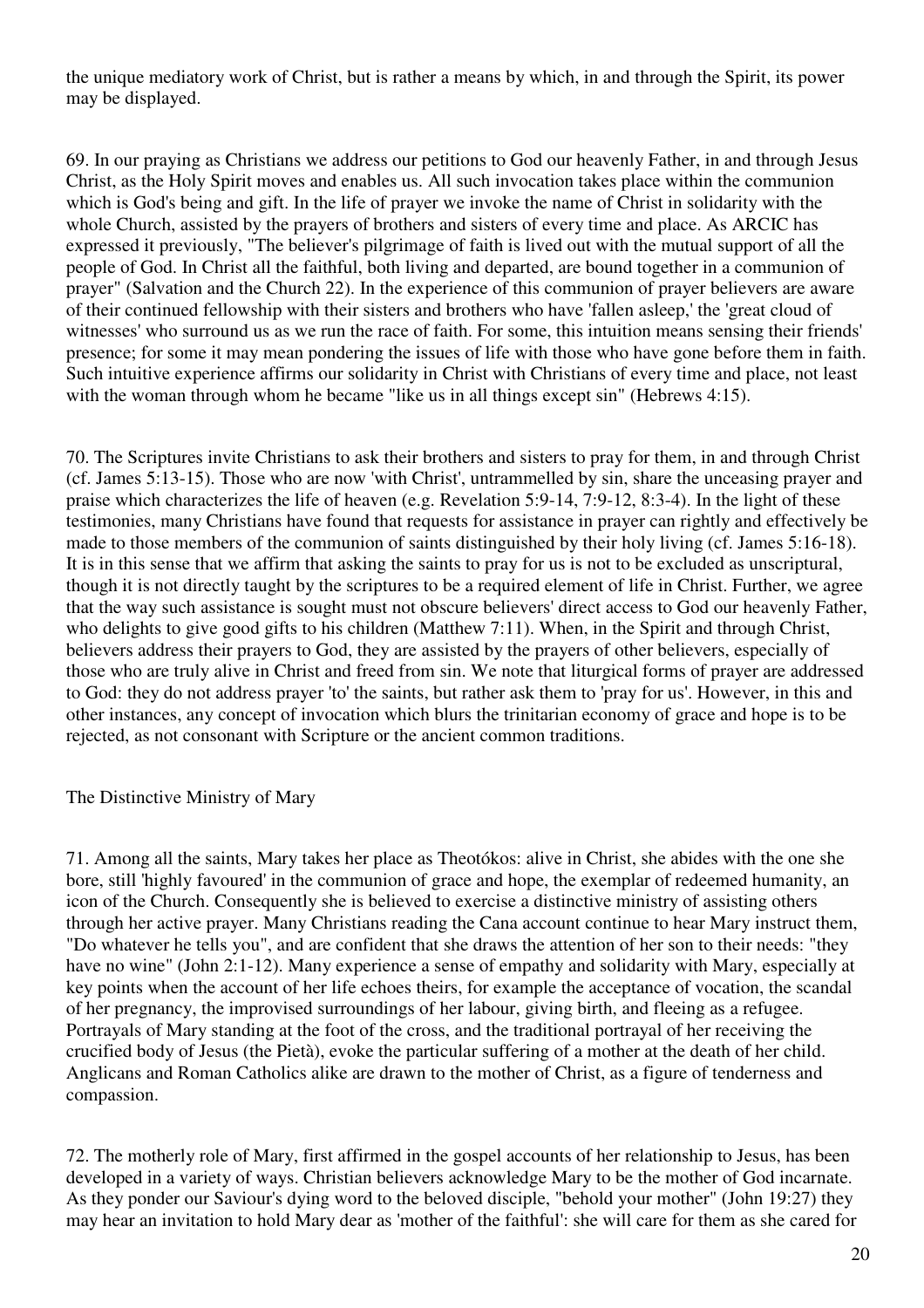the unique mediatory work of Christ, but is rather a means by which, in and through the Spirit, its power may be displayed.

69. In our praying as Christians we address our petitions to God our heavenly Father, in and through Jesus Christ, as the Holy Spirit moves and enables us. All such invocation takes place within the communion which is God's being and gift. In the life of prayer we invoke the name of Christ in solidarity with the whole Church, assisted by the prayers of brothers and sisters of every time and place. As ARCIC has expressed it previously, "The believer's pilgrimage of faith is lived out with the mutual support of all the people of God. In Christ all the faithful, both living and departed, are bound together in a communion of prayer" (Salvation and the Church 22). In the experience of this communion of prayer believers are aware of their continued fellowship with their sisters and brothers who have 'fallen asleep,' the 'great cloud of witnesses' who surround us as we run the race of faith. For some, this intuition means sensing their friends' presence; for some it may mean pondering the issues of life with those who have gone before them in faith. Such intuitive experience affirms our solidarity in Christ with Christians of every time and place, not least with the woman through whom he became "like us in all things except sin" (Hebrews 4:15).

70. The Scriptures invite Christians to ask their brothers and sisters to pray for them, in and through Christ (cf. James 5:13-15). Those who are now 'with Christ', untrammelled by sin, share the unceasing prayer and praise which characterizes the life of heaven (e.g. Revelation 5:9-14, 7:9-12, 8:3-4). In the light of these testimonies, many Christians have found that requests for assistance in prayer can rightly and effectively be made to those members of the communion of saints distinguished by their holy living (cf. James 5:16-18). It is in this sense that we affirm that asking the saints to pray for us is not to be excluded as unscriptural, though it is not directly taught by the scriptures to be a required element of life in Christ. Further, we agree that the way such assistance is sought must not obscure believers' direct access to God our heavenly Father, who delights to give good gifts to his children (Matthew 7:11). When, in the Spirit and through Christ, believers address their prayers to God, they are assisted by the prayers of other believers, especially of those who are truly alive in Christ and freed from sin. We note that liturgical forms of prayer are addressed to God: they do not address prayer 'to' the saints, but rather ask them to 'pray for us'. However, in this and other instances, any concept of invocation which blurs the trinitarian economy of grace and hope is to be rejected, as not consonant with Scripture or the ancient common traditions.

## The Distinctive Ministry of Mary

71. Among all the saints, Mary takes her place as Theotókos: alive in Christ, she abides with the one she bore, still 'highly favoured' in the communion of grace and hope, the exemplar of redeemed humanity, an icon of the Church. Consequently she is believed to exercise a distinctive ministry of assisting others through her active prayer. Many Christians reading the Cana account continue to hear Mary instruct them, "Do whatever he tells you", and are confident that she draws the attention of her son to their needs: "they have no wine" (John 2:1-12). Many experience a sense of empathy and solidarity with Mary, especially at key points when the account of her life echoes theirs, for example the acceptance of vocation, the scandal of her pregnancy, the improvised surroundings of her labour, giving birth, and fleeing as a refugee. Portrayals of Mary standing at the foot of the cross, and the traditional portrayal of her receiving the crucified body of Jesus (the Pietà), evoke the particular suffering of a mother at the death of her child. Anglicans and Roman Catholics alike are drawn to the mother of Christ, as a figure of tenderness and compassion.

72. The motherly role of Mary, first affirmed in the gospel accounts of her relationship to Jesus, has been developed in a variety of ways. Christian believers acknowledge Mary to be the mother of God incarnate. As they ponder our Saviour's dying word to the beloved disciple, "behold your mother" (John 19:27) they may hear an invitation to hold Mary dear as 'mother of the faithful': she will care for them as she cared for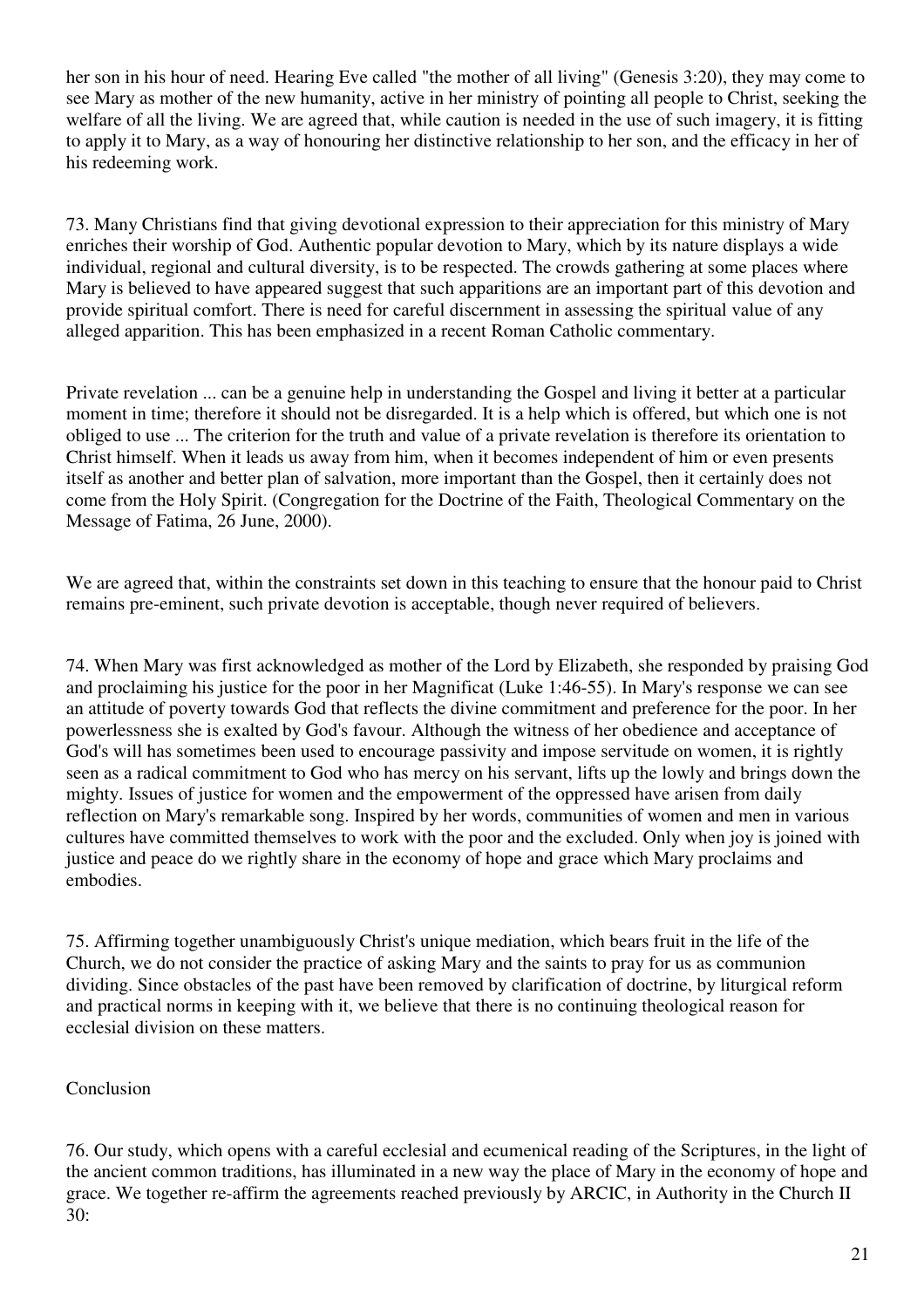her son in his hour of need. Hearing Eve called "the mother of all living" (Genesis 3:20), they may come to see Mary as mother of the new humanity, active in her ministry of pointing all people to Christ, seeking the welfare of all the living. We are agreed that, while caution is needed in the use of such imagery, it is fitting to apply it to Mary, as a way of honouring her distinctive relationship to her son, and the efficacy in her of his redeeming work.

73. Many Christians find that giving devotional expression to their appreciation for this ministry of Mary enriches their worship of God. Authentic popular devotion to Mary, which by its nature displays a wide individual, regional and cultural diversity, is to be respected. The crowds gathering at some places where Mary is believed to have appeared suggest that such apparitions are an important part of this devotion and provide spiritual comfort. There is need for careful discernment in assessing the spiritual value of any alleged apparition. This has been emphasized in a recent Roman Catholic commentary.

Private revelation ... can be a genuine help in understanding the Gospel and living it better at a particular moment in time; therefore it should not be disregarded. It is a help which is offered, but which one is not obliged to use ... The criterion for the truth and value of a private revelation is therefore its orientation to Christ himself. When it leads us away from him, when it becomes independent of him or even presents itself as another and better plan of salvation, more important than the Gospel, then it certainly does not come from the Holy Spirit. (Congregation for the Doctrine of the Faith, Theological Commentary on the Message of Fatima, 26 June, 2000).

We are agreed that, within the constraints set down in this teaching to ensure that the honour paid to Christ remains pre-eminent, such private devotion is acceptable, though never required of believers.

74. When Mary was first acknowledged as mother of the Lord by Elizabeth, she responded by praising God and proclaiming his justice for the poor in her Magnificat (Luke 1:46-55). In Mary's response we can see an attitude of poverty towards God that reflects the divine commitment and preference for the poor. In her powerlessness she is exalted by God's favour. Although the witness of her obedience and acceptance of God's will has sometimes been used to encourage passivity and impose servitude on women, it is rightly seen as a radical commitment to God who has mercy on his servant, lifts up the lowly and brings down the mighty. Issues of justice for women and the empowerment of the oppressed have arisen from daily reflection on Mary's remarkable song. Inspired by her words, communities of women and men in various cultures have committed themselves to work with the poor and the excluded. Only when joy is joined with justice and peace do we rightly share in the economy of hope and grace which Mary proclaims and embodies.

75. Affirming together unambiguously Christ's unique mediation, which bears fruit in the life of the Church, we do not consider the practice of asking Mary and the saints to pray for us as communion dividing. Since obstacles of the past have been removed by clarification of doctrine, by liturgical reform and practical norms in keeping with it, we believe that there is no continuing theological reason for ecclesial division on these matters.

## Conclusion

76. Our study, which opens with a careful ecclesial and ecumenical reading of the Scriptures, in the light of the ancient common traditions, has illuminated in a new way the place of Mary in the economy of hope and grace. We together re-affirm the agreements reached previously by ARCIC, in Authority in the Church II 30: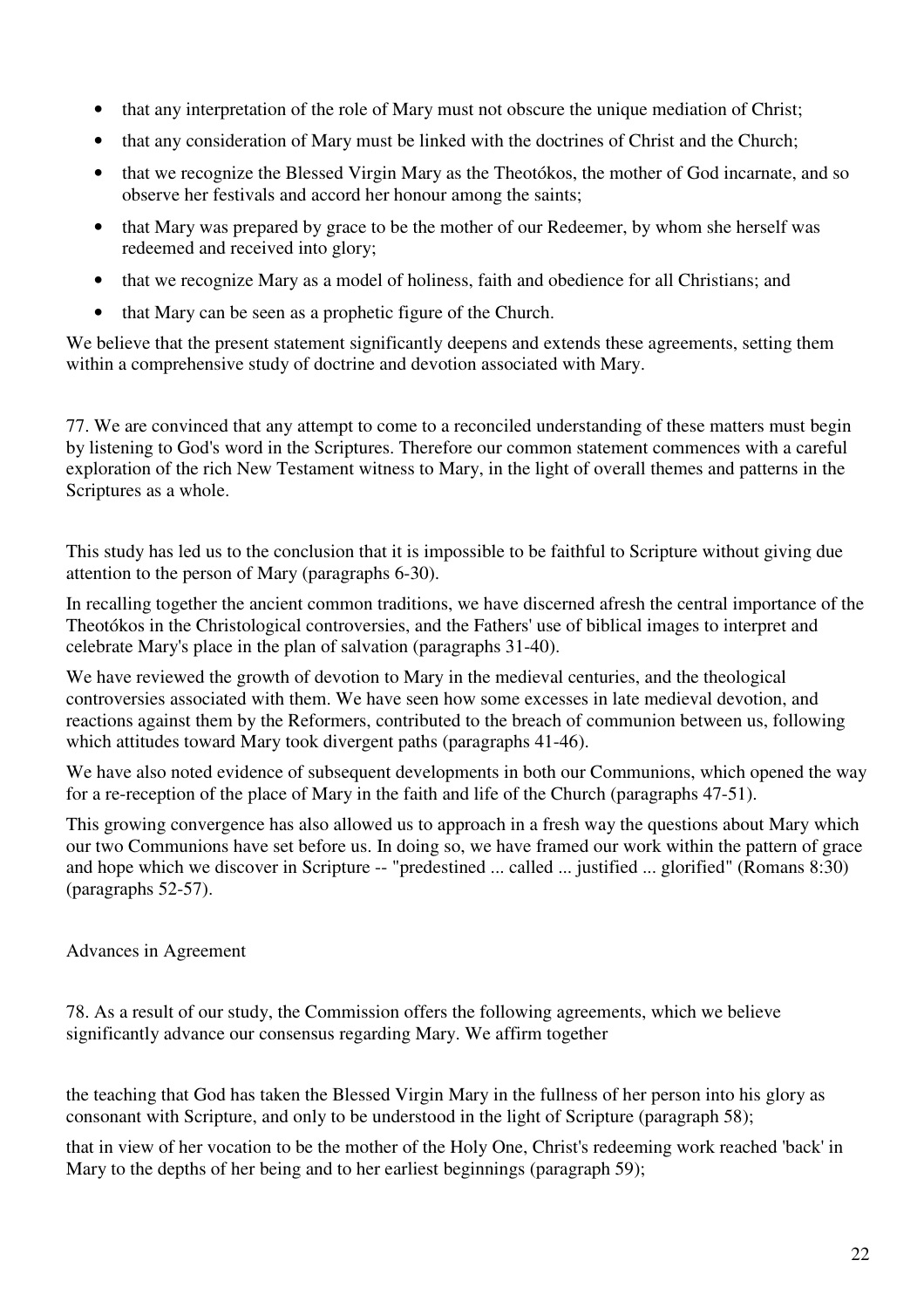- that any interpretation of the role of Mary must not obscure the unique mediation of Christ;
- that any consideration of Mary must be linked with the doctrines of Christ and the Church;
- that we recognize the Blessed Virgin Mary as the Theotókos, the mother of God incarnate, and so observe her festivals and accord her honour among the saints;
- that Mary was prepared by grace to be the mother of our Redeemer, by whom she herself was redeemed and received into glory;
- that we recognize Mary as a model of holiness, faith and obedience for all Christians; and
- that Mary can be seen as a prophetic figure of the Church.

We believe that the present statement significantly deepens and extends these agreements, setting them within a comprehensive study of doctrine and devotion associated with Mary.

77. We are convinced that any attempt to come to a reconciled understanding of these matters must begin by listening to God's word in the Scriptures. Therefore our common statement commences with a careful exploration of the rich New Testament witness to Mary, in the light of overall themes and patterns in the Scriptures as a whole.

This study has led us to the conclusion that it is impossible to be faithful to Scripture without giving due attention to the person of Mary (paragraphs 6-30).

In recalling together the ancient common traditions, we have discerned afresh the central importance of the Theotókos in the Christological controversies, and the Fathers' use of biblical images to interpret and celebrate Mary's place in the plan of salvation (paragraphs 31-40).

We have reviewed the growth of devotion to Mary in the medieval centuries, and the theological controversies associated with them. We have seen how some excesses in late medieval devotion, and reactions against them by the Reformers, contributed to the breach of communion between us, following which attitudes toward Mary took divergent paths (paragraphs 41-46).

We have also noted evidence of subsequent developments in both our Communions, which opened the way for a re-reception of the place of Mary in the faith and life of the Church (paragraphs 47-51).

This growing convergence has also allowed us to approach in a fresh way the questions about Mary which our two Communions have set before us. In doing so, we have framed our work within the pattern of grace and hope which we discover in Scripture -- "predestined ... called ... justified ... glorified" (Romans 8:30) (paragraphs 52-57).

## Advances in Agreement

78. As a result of our study, the Commission offers the following agreements, which we believe significantly advance our consensus regarding Mary. We affirm together

the teaching that God has taken the Blessed Virgin Mary in the fullness of her person into his glory as consonant with Scripture, and only to be understood in the light of Scripture (paragraph 58);

that in view of her vocation to be the mother of the Holy One, Christ's redeeming work reached 'back' in Mary to the depths of her being and to her earliest beginnings (paragraph 59);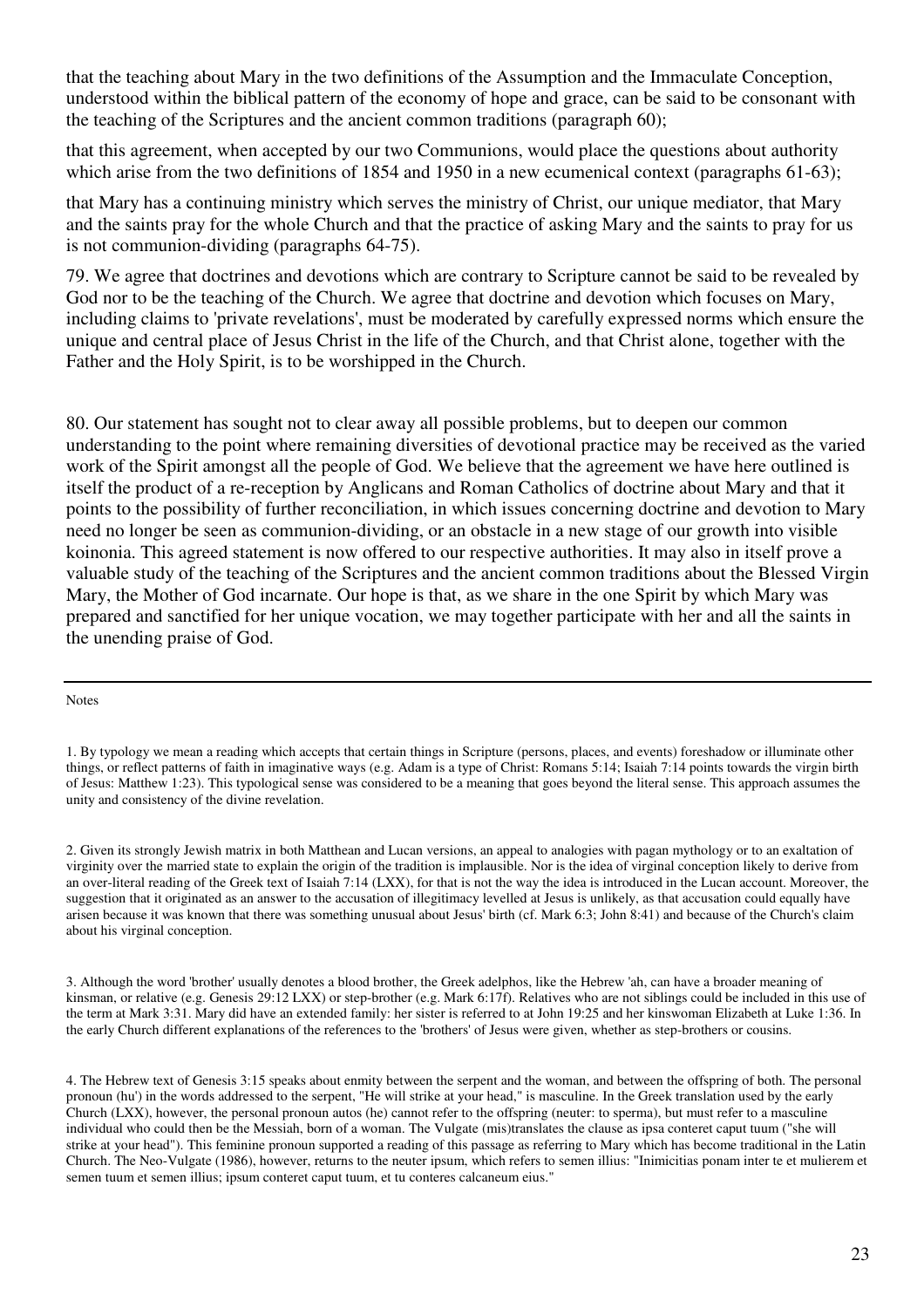that the teaching about Mary in the two definitions of the Assumption and the Immaculate Conception, understood within the biblical pattern of the economy of hope and grace, can be said to be consonant with the teaching of the Scriptures and the ancient common traditions (paragraph 60);

that this agreement, when accepted by our two Communions, would place the questions about authority which arise from the two definitions of 1854 and 1950 in a new ecumenical context (paragraphs 61-63);

that Mary has a continuing ministry which serves the ministry of Christ, our unique mediator, that Mary and the saints pray for the whole Church and that the practice of asking Mary and the saints to pray for us is not communion-dividing (paragraphs 64-75).

79. We agree that doctrines and devotions which are contrary to Scripture cannot be said to be revealed by God nor to be the teaching of the Church. We agree that doctrine and devotion which focuses on Mary, including claims to 'private revelations', must be moderated by carefully expressed norms which ensure the unique and central place of Jesus Christ in the life of the Church, and that Christ alone, together with the Father and the Holy Spirit, is to be worshipped in the Church.

80. Our statement has sought not to clear away all possible problems, but to deepen our common understanding to the point where remaining diversities of devotional practice may be received as the varied work of the Spirit amongst all the people of God. We believe that the agreement we have here outlined is itself the product of a re-reception by Anglicans and Roman Catholics of doctrine about Mary and that it points to the possibility of further reconciliation, in which issues concerning doctrine and devotion to Mary need no longer be seen as communion-dividing, or an obstacle in a new stage of our growth into visible koinonia. This agreed statement is now offered to our respective authorities. It may also in itself prove a valuable study of the teaching of the Scriptures and the ancient common traditions about the Blessed Virgin Mary, the Mother of God incarnate. Our hope is that, as we share in the one Spirit by which Mary was prepared and sanctified for her unique vocation, we may together participate with her and all the saints in the unending praise of God.

---

Notes

1. By typology we mean a reading which accepts that certain things in Scripture (persons, places, and events) foreshadow or illuminate other things, or reflect patterns of faith in imaginative ways (e.g. Adam is a type of Christ: Romans 5:14; Isaiah 7:14 points towards the virgin birth of Jesus: Matthew 1:23). This typological sense was considered to be a meaning that goes beyond the literal sense. This approach assumes the unity and consistency of the divine revelation.

2. Given its strongly Jewish matrix in both Matthean and Lucan versions, an appeal to analogies with pagan mythology or to an exaltation of virginity over the married state to explain the origin of the tradition is implausible. Nor is the idea of virginal conception likely to derive from an over-literal reading of the Greek text of Isaiah 7:14 (LXX), for that is not the way the idea is introduced in the Lucan account. Moreover, the suggestion that it originated as an answer to the accusation of illegitimacy levelled at Jesus is unlikely, as that accusation could equally have arisen because it was known that there was something unusual about Jesus' birth (cf. Mark 6:3; John 8:41) and because of the Church's claim about his virginal conception.

3. Although the word 'brother' usually denotes a blood brother, the Greek adelphos, like the Hebrew 'ah, can have a broader meaning of kinsman, or relative (e.g. Genesis 29:12 LXX) or step-brother (e.g. Mark 6:17f). Relatives who are not siblings could be included in this use of the term at Mark 3:31. Mary did have an extended family: her sister is referred to at John 19:25 and her kinswoman Elizabeth at Luke 1:36. In the early Church different explanations of the references to the 'brothers' of Jesus were given, whether as step-brothers or cousins.

4. The Hebrew text of Genesis 3:15 speaks about enmity between the serpent and the woman, and between the offspring of both. The personal pronoun (hu') in the words addressed to the serpent, "He will strike at your head," is masculine. In the Greek translation used by the early Church (LXX), however, the personal pronoun autos (he) cannot refer to the offspring (neuter: to sperma), but must refer to a masculine individual who could then be the Messiah, born of a woman. The Vulgate (mis)translates the clause as ipsa conteret caput tuum ("she will strike at your head"). This feminine pronoun supported a reading of this passage as referring to Mary which has become traditional in the Latin Church. The Neo-Vulgate (1986), however, returns to the neuter ipsum, which refers to semen illius: "Inimicitias ponam inter te et mulierem et semen tuum et semen illius; ipsum conteret caput tuum, et tu conteres calcaneum eius."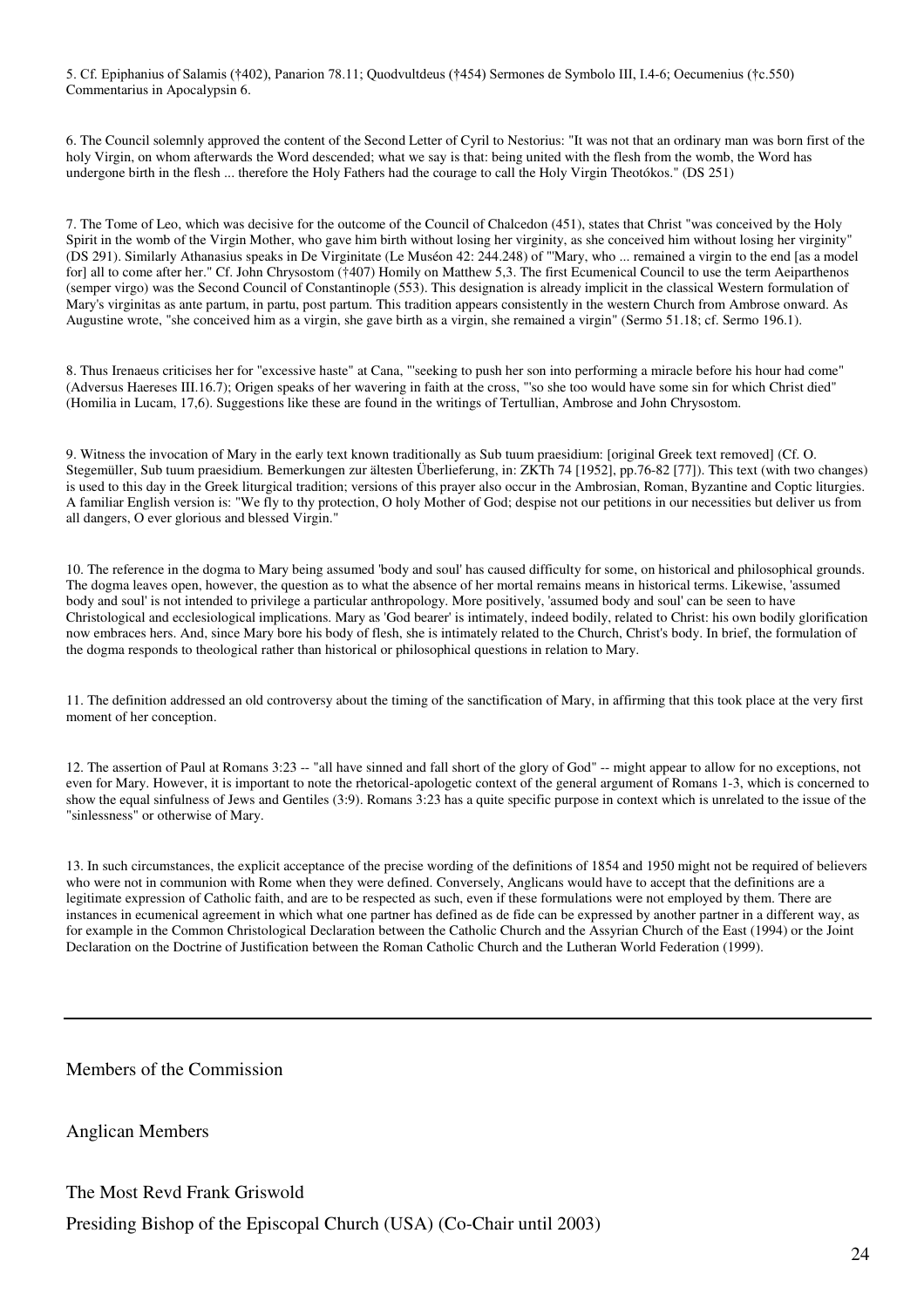5. Cf. Epiphanius of Salamis (†402), Panarion 78.11; Quodvultdeus (†454) Sermones de Symbolo III, I.4-6; Oecumenius (†c.550) Commentarius in Apocalypsin 6.

6. The Council solemnly approved the content of the Second Letter of Cyril to Nestorius: "It was not that an ordinary man was born first of the holy Virgin, on whom afterwards the Word descended; what we say is that: being united with the flesh from the womb, the Word has undergone birth in the flesh ... therefore the Holy Fathers had the courage to call the Holy Virgin Theotókos." (DS 251)

7. The Tome of Leo, which was decisive for the outcome of the Council of Chalcedon (451), states that Christ "was conceived by the Holy Spirit in the womb of the Virgin Mother, who gave him birth without losing her virginity, as she conceived him without losing her virginity" (DS 291). Similarly Athanasius speaks in De Virginitate (Le Muséon 42: 244.248) of "'Mary, who ... remained a virgin to the end [as a model for] all to come after her." Cf. John Chrysostom (†407) Homily on Matthew 5,3. The first Ecumenical Council to use the term Aeiparthenos (semper virgo) was the Second Council of Constantinople (553). This designation is already implicit in the classical Western formulation of Mary's virginitas as ante partum, in partu, post partum. This tradition appears consistently in the western Church from Ambrose onward. As Augustine wrote, "she conceived him as a virgin, she gave birth as a virgin, she remained a virgin" (Sermo 51.18; cf. Sermo 196.1).

8. Thus Irenaeus criticises her for "excessive haste" at Cana, "'seeking to push her son into performing a miracle before his hour had come" (Adversus Haereses III.16.7); Origen speaks of her wavering in faith at the cross, "'so she too would have some sin for which Christ died" (Homilia in Lucam, 17,6). Suggestions like these are found in the writings of Tertullian, Ambrose and John Chrysostom.

9. Witness the invocation of Mary in the early text known traditionally as Sub tuum praesidium: [original Greek text removed] (Cf. O. Stegemüller, Sub tuum praesidium. Bemerkungen zur ältesten Überlieferung, in: ZKTh 74 [1952], pp.76-82 [77]). This text (with two changes) is used to this day in the Greek liturgical tradition; versions of this prayer also occur in the Ambrosian, Roman, Byzantine and Coptic liturgies. A familiar English version is: "We fly to thy protection, O holy Mother of God; despise not our petitions in our necessities but deliver us from all dangers, O ever glorious and blessed Virgin."

10. The reference in the dogma to Mary being assumed 'body and soul' has caused difficulty for some, on historical and philosophical grounds. The dogma leaves open, however, the question as to what the absence of her mortal remains means in historical terms. Likewise, 'assumed body and soul' is not intended to privilege a particular anthropology. More positively, 'assumed body and soul' can be seen to have Christological and ecclesiological implications. Mary as 'God bearer' is intimately, indeed bodily, related to Christ: his own bodily glorification now embraces hers. And, since Mary bore his body of flesh, she is intimately related to the Church, Christ's body. In brief, the formulation of the dogma responds to theological rather than historical or philosophical questions in relation to Mary.

11. The definition addressed an old controversy about the timing of the sanctification of Mary, in affirming that this took place at the very first moment of her conception.

12. The assertion of Paul at Romans 3:23 -- "all have sinned and fall short of the glory of God" -- might appear to allow for no exceptions, not even for Mary. However, it is important to note the rhetorical-apologetic context of the general argument of Romans 1-3, which is concerned to show the equal sinfulness of Jews and Gentiles (3:9). Romans 3:23 has a quite specific purpose in context which is unrelated to the issue of the "sinlessness" or otherwise of Mary.

13. In such circumstances, the explicit acceptance of the precise wording of the definitions of 1854 and 1950 might not be required of believers who were not in communion with Rome when they were defined. Conversely, Anglicans would have to accept that the definitions are a legitimate expression of Catholic faith, and are to be respected as such, even if these formulations were not employed by them. There are instances in ecumenical agreement in which what one partner has defined as de fide can be expressed by another partner in a different way, as for example in the Common Christological Declaration between the Catholic Church and the Assyrian Church of the East (1994) or the Joint Declaration on the Doctrine of Justification between the Roman Catholic Church and the Lutheran World Federation (1999).

---

## Members of the Commission

### Anglican Members

The Most Revd Frank Griswold

Presiding Bishop of the Episcopal Church (USA) (Co-Chair until 2003)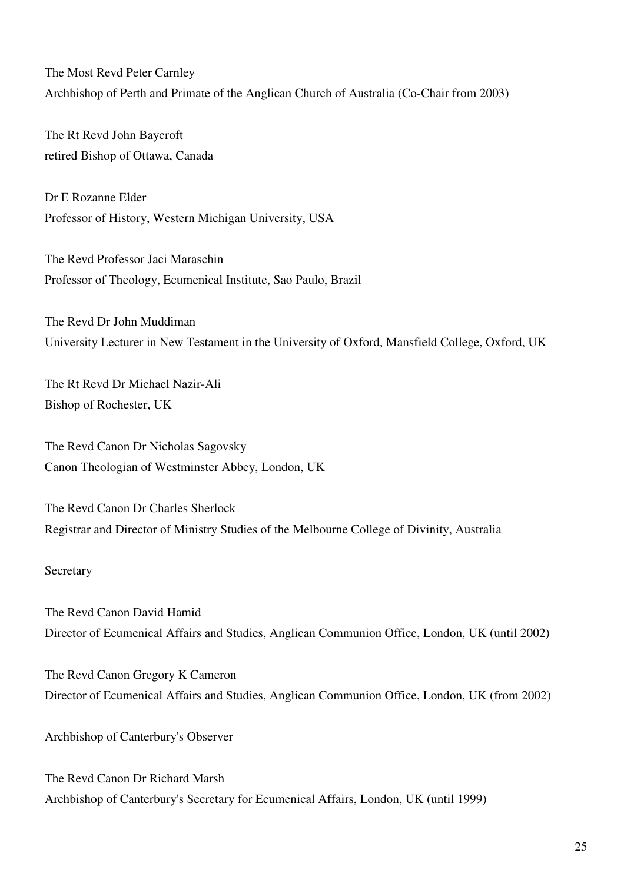The Most Revd Peter Carnley
Archbishop of Perth and Primate of the Anglican Church of Australia (Co-Chair from 2003)

The Rt Revd John Baycroft
retired Bishop of Ottawa, Canada

Dr E Rozanne Elder
Professor of History, Western Michigan University, USA

The Revd Professor Jaci Maraschin
Professor of Theology, Ecumenical Institute, Sao Paulo, Brazil

The Revd Dr John Muddiman
University Lecturer in New Testament in the University of Oxford, Mansfield College, Oxford, UK

The Rt Revd Dr Michael Nazir-Ali
Bishop of Rochester, UK

The Revd Canon Dr Nicholas Sagovsky
Canon Theologian of Westminster Abbey, London, UK

The Revd Canon Dr Charles Sherlock
Registrar and Director of Ministry Studies of the Melbourne College of Divinity, Australia

Secretary

The Revd Canon David Hamid
Director of Ecumenical Affairs and Studies, Anglican Communion Office, London, UK (until 2002)

The Revd Canon Gregory K Cameron
Director of Ecumenical Affairs and Studies, Anglican Communion Office, London, UK (from 2002)

Archbishop of Canterbury's Observer

The Revd Canon Dr Richard Marsh
Archbishop of Canterbury's Secretary for Ecumenical Affairs, London, UK (until 1999)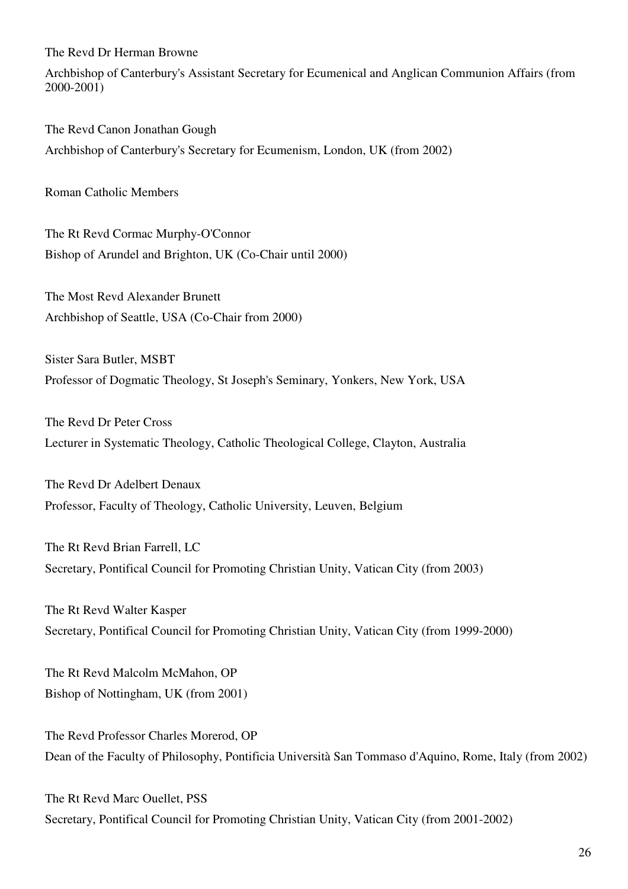The Revd Dr Herman Browne

Archbishop of Canterbury's Assistant Secretary for Ecumenical and Anglican Communion Affairs (from 2000-2001)

The Revd Canon Jonathan Gough

Archbishop of Canterbury's Secretary for Ecumenism, London, UK (from 2002)

Roman Catholic Members

The Rt Revd Cormac Murphy-O'Connor

Bishop of Arundel and Brighton, UK (Co-Chair until 2000)

The Most Revd Alexander Brunett

Archbishop of Seattle, USA (Co-Chair from 2000)

Sister Sara Butler, MSBT

Professor of Dogmatic Theology, St Joseph's Seminary, Yonkers, New York, USA

The Revd Dr Peter Cross

Lecturer in Systematic Theology, Catholic Theological College, Clayton, Australia

The Revd Dr Adelbert Denaux

Professor, Faculty of Theology, Catholic University, Leuven, Belgium

The Rt Revd Brian Farrell, LC

Secretary, Pontifical Council for Promoting Christian Unity, Vatican City (from 2003)

The Rt Revd Walter Kasper

Secretary, Pontifical Council for Promoting Christian Unity, Vatican City (from 1999-2000)

The Rt Revd Malcolm McMahon, OP

Bishop of Nottingham, UK (from 2001)

The Revd Professor Charles Morerod, OP

Dean of the Faculty of Philosophy, Pontificia Università San Tommaso d'Aquino, Rome, Italy (from 2002)

The Rt Revd Marc Ouellet, PSS

Secretary, Pontifical Council for Promoting Christian Unity, Vatican City (from 2001-2002)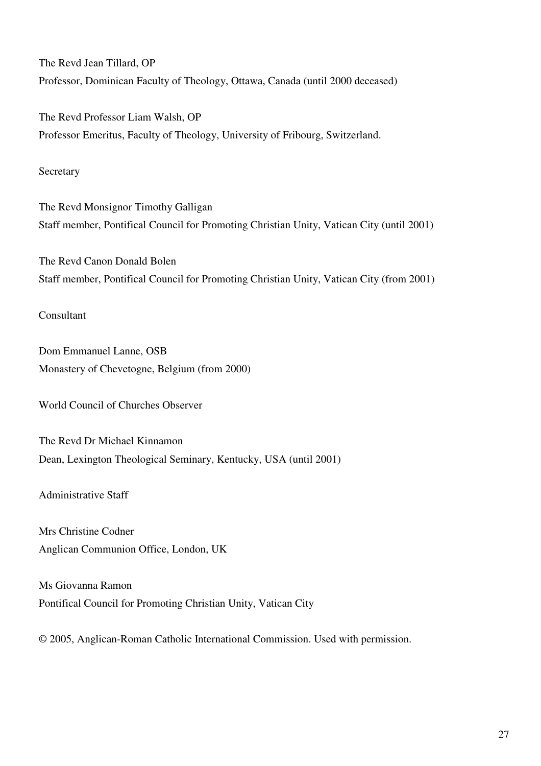The Revd Jean Tillard, OP
Professor, Dominican Faculty of Theology, Ottawa, Canada (until 2000 deceased)

The Revd Professor Liam Walsh, OP
Professor Emeritus, Faculty of Theology, University of Fribourg, Switzerland.

Secretary

The Revd Monsignor Timothy Galligan
Staff member, Pontifical Council for Promoting Christian Unity, Vatican City (until 2001)

The Revd Canon Donald Bolen
Staff member, Pontifical Council for Promoting Christian Unity, Vatican City (from 2001)

Consultant

Dom Emmanuel Lanne, OSB
Monastery of Chevetogne, Belgium (from 2000)

World Council of Churches Observer

The Revd Dr Michael Kinnamon
Dean, Lexington Theological Seminary, Kentucky, USA (until 2001)

Administrative Staff

Mrs Christine Codner
Anglican Communion Office, London, UK

Ms Giovanna Ramon
Pontifical Council for Promoting Christian Unity, Vatican City

© 2005, Anglican-Roman Catholic International Commission. Used with permission.